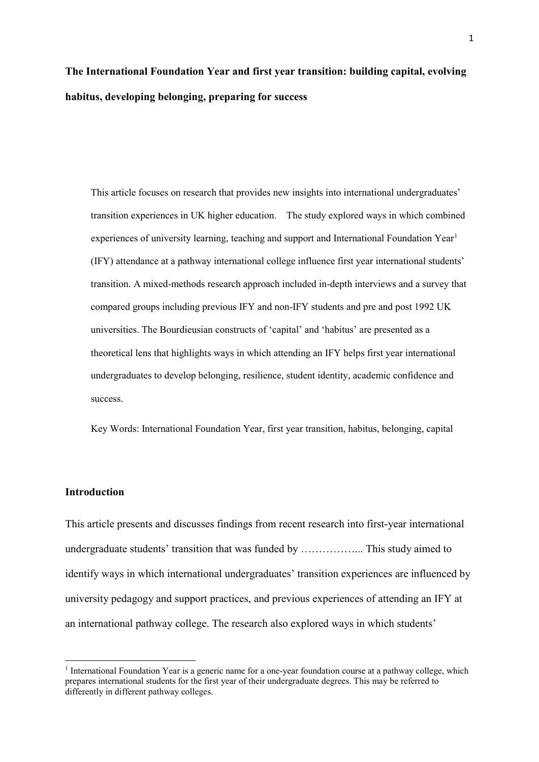# The International Foundation Year and first year transition: building capital, evolving habitus, developing belonging, preparing for success

This article focuses on research that provides new insights into international undergraduates' transition experiences in UK higher education. The study explored ways in which combined experiences of university learning, teaching and support and International Foundation Year[1] (IFY) attendance at a pathway international college influence first year international students' transition. A mixed-methods research approach included in-depth interviews and a survey that compared groups including previous IFY and non-IFY students and pre and post 1992 UK universities. The Bourdieusian constructs of 'capital' and 'habitus' are presented as a theoretical lens that highlights ways in which attending an IFY helps first year international undergraduates to develop belonging, resilience, student identity, academic confidence and success.

Key Words: International Foundation Year, first year transition, habitus, belonging, capital

## Introduction

This article presents and discusses findings from recent research into first-year international undergraduate students' transition that was funded by …………….. This study aimed to identify ways in which international undergraduates' transition experiences are influenced by university pedagogy and support practices, and previous experiences of attending an IFY at an international pathway college. The research also explored ways in which students'

[1] International Foundation Year is a generic name for a one-year foundation course at a pathway college, which prepares international students for the first year of their undergraduate degrees. This may be referred to differently in different pathway colleges.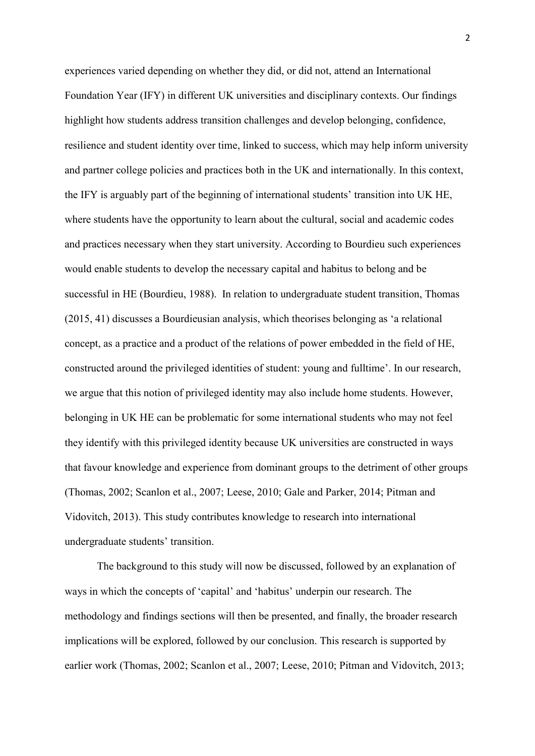experiences varied depending on whether they did, or did not, attend an International Foundation Year (IFY) in different UK universities and disciplinary contexts. Our findings highlight how students address transition challenges and develop belonging, confidence, resilience and student identity over time, linked to success, which may help inform university and partner college policies and practices both in the UK and internationally. In this context, the IFY is arguably part of the beginning of international students' transition into UK HE, where students have the opportunity to learn about the cultural, social and academic codes and practices necessary when they start university. According to Bourdieu such experiences would enable students to develop the necessary capital and habitus to belong and be successful in HE (Bourdieu, 1988). In relation to undergraduate student transition, Thomas (2015, 41) discusses a Bourdieusian analysis, which theorises belonging as 'a relational concept, as a practice and a product of the relations of power embedded in the field of HE, constructed around the privileged identities of student: young and fulltime'. In our research, we argue that this notion of privileged identity may also include home students. However, belonging in UK HE can be problematic for some international students who may not feel they identify with this privileged identity because UK universities are constructed in ways that favour knowledge and experience from dominant groups to the detriment of other groups (Thomas, 2002; Scanlon et al., 2007; Leese, 2010; Gale and Parker, 2014; Pitman and Vidovitch, 2013). This study contributes knowledge to research into international undergraduate students' transition.

The background to this study will now be discussed, followed by an explanation of ways in which the concepts of 'capital' and 'habitus' underpin our research. The methodology and findings sections will then be presented, and finally, the broader research implications will be explored, followed by our conclusion. This research is supported by earlier work (Thomas, 2002; Scanlon et al., 2007; Leese, 2010; Pitman and Vidovitch, 2013;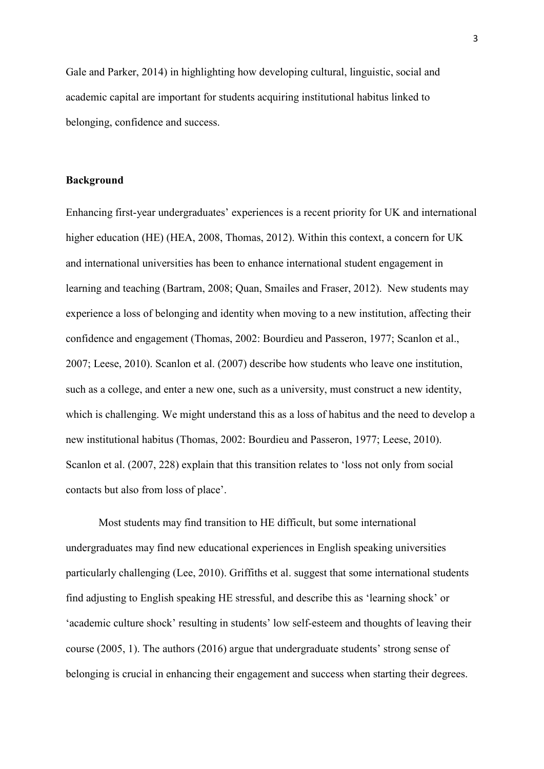Gale and Parker, 2014) in highlighting how developing cultural, linguistic, social and academic capital are important for students acquiring institutional habitus linked to belonging, confidence and success.

## Background

Enhancing first-year undergraduates' experiences is a recent priority for UK and international higher education (HE) (HEA, 2008, Thomas, 2012). Within this context, a concern for UK and international universities has been to enhance international student engagement in learning and teaching (Bartram, 2008; Quan, Smailes and Fraser, 2012). New students may experience a loss of belonging and identity when moving to a new institution, affecting their confidence and engagement (Thomas, 2002: Bourdieu and Passeron, 1977; Scanlon et al., 2007; Leese, 2010). Scanlon et al. (2007) describe how students who leave one institution, such as a college, and enter a new one, such as a university, must construct a new identity, which is challenging. We might understand this as a loss of habitus and the need to develop a new institutional habitus (Thomas, 2002: Bourdieu and Passeron, 1977; Leese, 2010). Scanlon et al. (2007, 228) explain that this transition relates to 'loss not only from social contacts but also from loss of place'.

Most students may find transition to HE difficult, but some international undergraduates may find new educational experiences in English speaking universities particularly challenging (Lee, 2010). Griffiths et al. suggest that some international students find adjusting to English speaking HE stressful, and describe this as 'learning shock' or 'academic culture shock' resulting in students' low self-esteem and thoughts of leaving their course (2005, 1). The authors (2016) argue that undergraduate students' strong sense of belonging is crucial in enhancing their engagement and success when starting their degrees.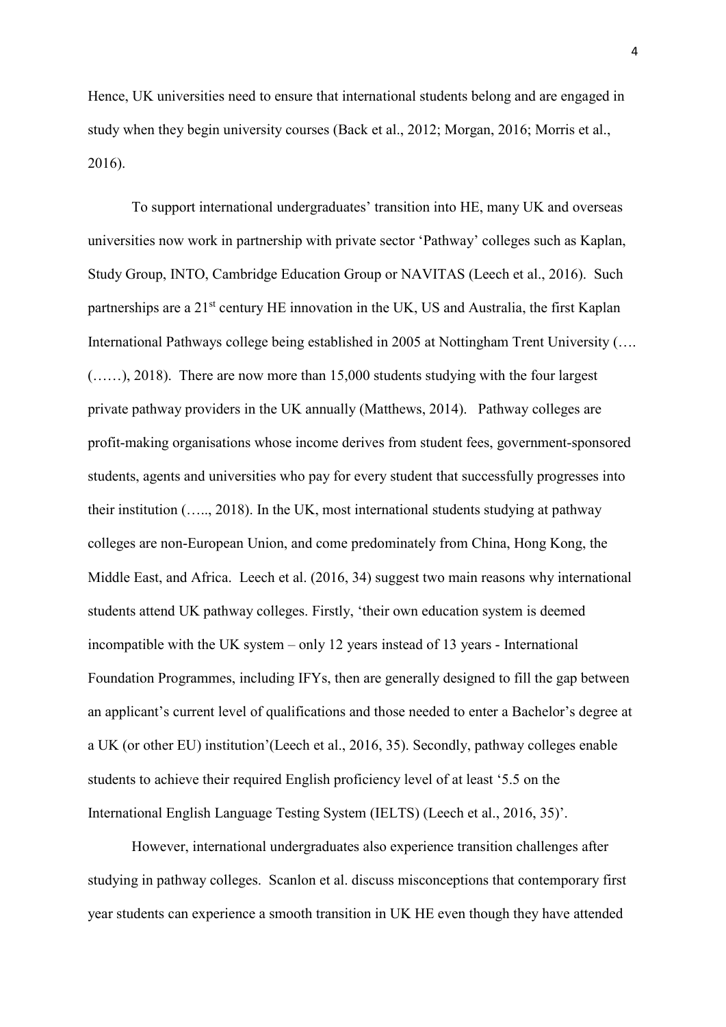Hence, UK universities need to ensure that international students belong and are engaged in study when they begin university courses (Back et al., 2012; Morgan, 2016; Morris et al., 2016).

To support international undergraduates' transition into HE, many UK and overseas universities now work in partnership with private sector 'Pathway' colleges such as Kaplan, Study Group, INTO, Cambridge Education Group or NAVITAS (Leech et al., 2016). Such partnerships are a 21st century HE innovation in the UK, US and Australia, the first Kaplan International Pathways college being established in 2005 at Nottingham Trent University (…. (……), 2018). There are now more than 15,000 students studying with the four largest private pathway providers in the UK annually (Matthews, 2014). Pathway colleges are profit-making organisations whose income derives from student fees, government-sponsored students, agents and universities who pay for every student that successfully progresses into their institution (….., 2018). In the UK, most international students studying at pathway colleges are non-European Union, and come predominately from China, Hong Kong, the Middle East, and Africa. Leech et al. (2016, 34) suggest two main reasons why international students attend UK pathway colleges. Firstly, 'their own education system is deemed incompatible with the UK system – only 12 years instead of 13 years - International Foundation Programmes, including IFYs, then are generally designed to fill the gap between an applicant's current level of qualifications and those needed to enter a Bachelor's degree at a UK (or other EU) institution'(Leech et al., 2016, 35). Secondly, pathway colleges enable students to achieve their required English proficiency level of at least '5.5 on the International English Language Testing System (IELTS) (Leech et al., 2016, 35)'.

However, international undergraduates also experience transition challenges after studying in pathway colleges. Scanlon et al. discuss misconceptions that contemporary first year students can experience a smooth transition in UK HE even though they have attended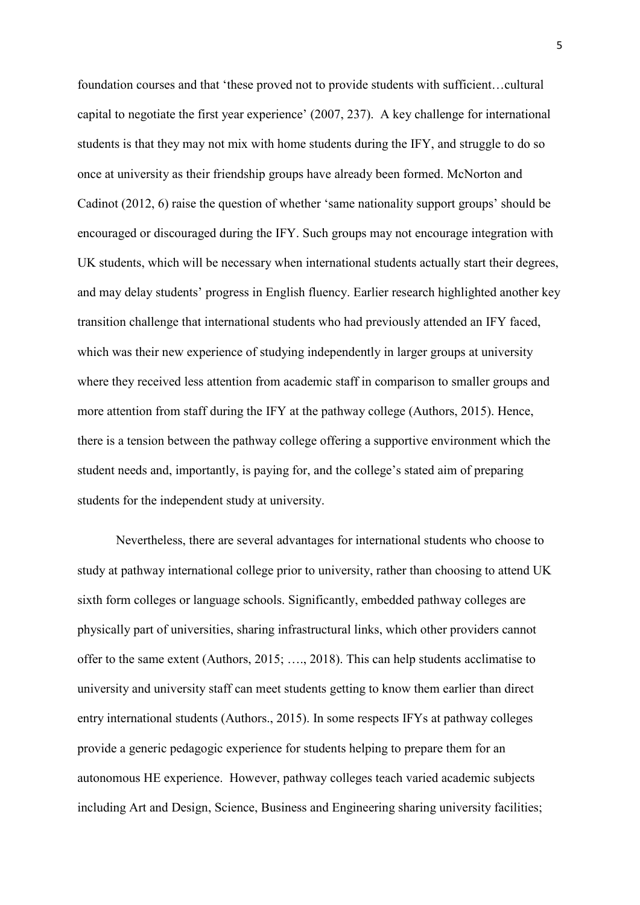foundation courses and that 'these proved not to provide students with sufficient…cultural capital to negotiate the first year experience' (2007, 237). A key challenge for international students is that they may not mix with home students during the IFY, and struggle to do so once at university as their friendship groups have already been formed. McNorton and Cadinot (2012, 6) raise the question of whether 'same nationality support groups' should be encouraged or discouraged during the IFY. Such groups may not encourage integration with UK students, which will be necessary when international students actually start their degrees, and may delay students' progress in English fluency. Earlier research highlighted another key transition challenge that international students who had previously attended an IFY faced, which was their new experience of studying independently in larger groups at university where they received less attention from academic staff in comparison to smaller groups and more attention from staff during the IFY at the pathway college (Authors, 2015). Hence, there is a tension between the pathway college offering a supportive environment which the student needs and, importantly, is paying for, and the college's stated aim of preparing students for the independent study at university.

Nevertheless, there are several advantages for international students who choose to study at pathway international college prior to university, rather than choosing to attend UK sixth form colleges or language schools. Significantly, embedded pathway colleges are physically part of universities, sharing infrastructural links, which other providers cannot offer to the same extent (Authors, 2015; …., 2018). This can help students acclimatise to university and university staff can meet students getting to know them earlier than direct entry international students (Authors., 2015). In some respects IFYs at pathway colleges provide a generic pedagogic experience for students helping to prepare them for an autonomous HE experience. However, pathway colleges teach varied academic subjects including Art and Design, Science, Business and Engineering sharing university facilities;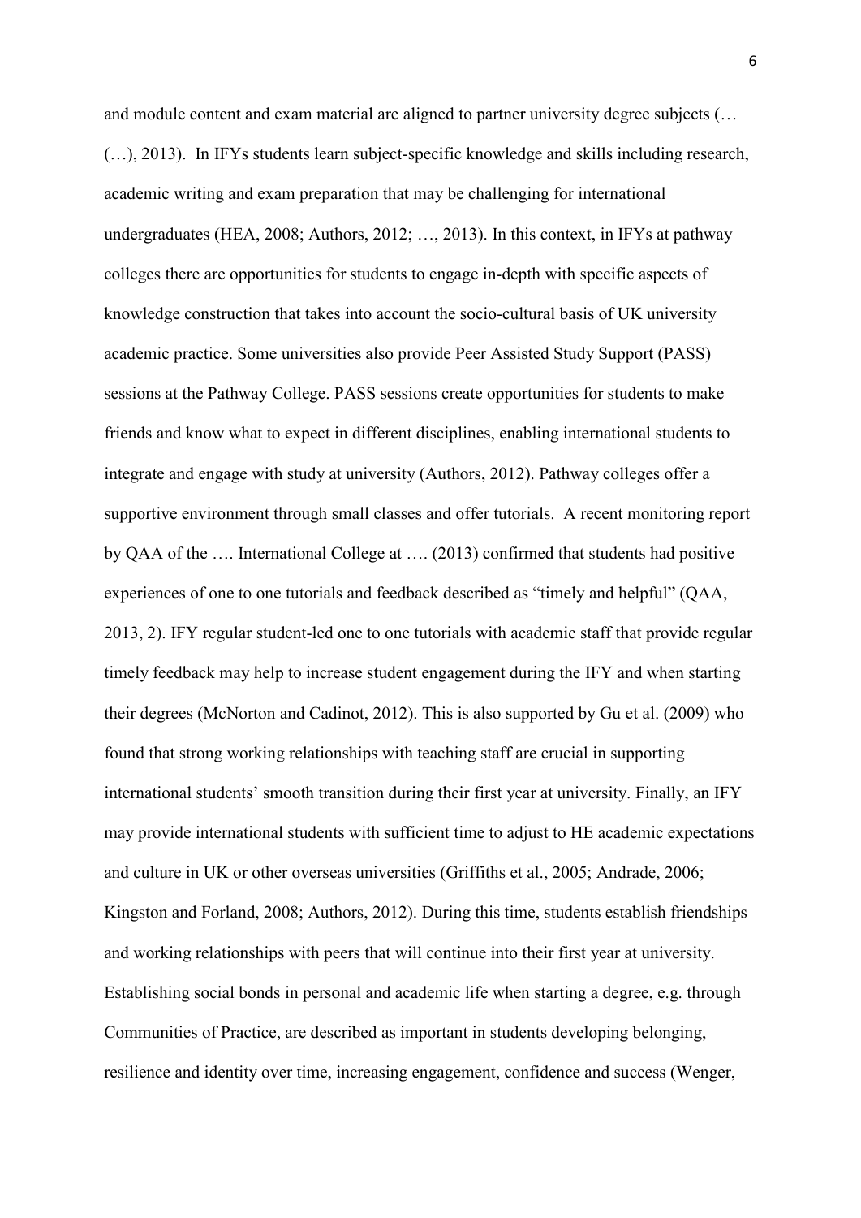and module content and exam material are aligned to partner university degree subjects (…(…), 2013). In IFYs students learn subject-specific knowledge and skills including research, academic writing and exam preparation that may be challenging for international undergraduates (HEA, 2008; Authors, 2012; …, 2013). In this context, in IFYs at pathway colleges there are opportunities for students to engage in-depth with specific aspects of knowledge construction that takes into account the socio-cultural basis of UK university academic practice. Some universities also provide Peer Assisted Study Support (PASS) sessions at the Pathway College. PASS sessions create opportunities for students to make friends and know what to expect in different disciplines, enabling international students to integrate and engage with study at university (Authors, 2012). Pathway colleges offer a supportive environment through small classes and offer tutorials. A recent monitoring report by QAA of the …. International College at …. (2013) confirmed that students had positive experiences of one to one tutorials and feedback described as "timely and helpful" (QAA, 2013, 2). IFY regular student-led one to one tutorials with academic staff that provide regular timely feedback may help to increase student engagement during the IFY and when starting their degrees (McNorton and Cadinot, 2012). This is also supported by Gu et al. (2009) who found that strong working relationships with teaching staff are crucial in supporting international students' smooth transition during their first year at university. Finally, an IFY may provide international students with sufficient time to adjust to HE academic expectations and culture in UK or other overseas universities (Griffiths et al., 2005; Andrade, 2006; Kingston and Forland, 2008; Authors, 2012). During this time, students establish friendships and working relationships with peers that will continue into their first year at university. Establishing social bonds in personal and academic life when starting a degree, e.g. through Communities of Practice, are described as important in students developing belonging, resilience and identity over time, increasing engagement, confidence and success (Wenger,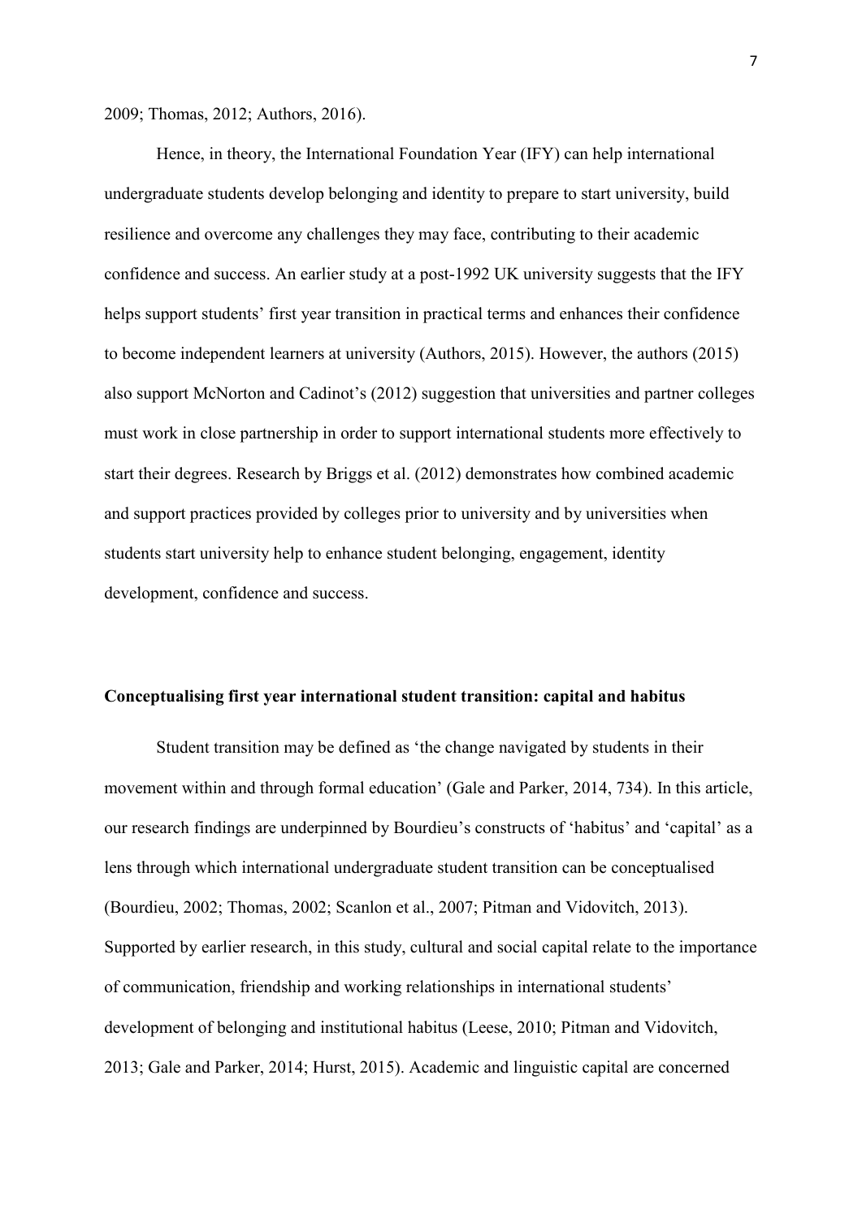2009; Thomas, 2012; Authors, 2016).

Hence, in theory, the International Foundation Year (IFY) can help international undergraduate students develop belonging and identity to prepare to start university, build resilience and overcome any challenges they may face, contributing to their academic confidence and success. An earlier study at a post-1992 UK university suggests that the IFY helps support students' first year transition in practical terms and enhances their confidence to become independent learners at university (Authors, 2015). However, the authors (2015) also support McNorton and Cadinot's (2012) suggestion that universities and partner colleges must work in close partnership in order to support international students more effectively to start their degrees. Research by Briggs et al. (2012) demonstrates how combined academic and support practices provided by colleges prior to university and by universities when students start university help to enhance student belonging, engagement, identity development, confidence and success.

## Conceptualising first year international student transition: capital and habitus

Student transition may be defined as 'the change navigated by students in their movement within and through formal education' (Gale and Parker, 2014, 734). In this article, our research findings are underpinned by Bourdieu's constructs of 'habitus' and 'capital' as a lens through which international undergraduate student transition can be conceptualised (Bourdieu, 2002; Thomas, 2002; Scanlon et al., 2007; Pitman and Vidovitch, 2013). Supported by earlier research, in this study, cultural and social capital relate to the importance of communication, friendship and working relationships in international students' development of belonging and institutional habitus (Leese, 2010; Pitman and Vidovitch, 2013; Gale and Parker, 2014; Hurst, 2015). Academic and linguistic capital are concerned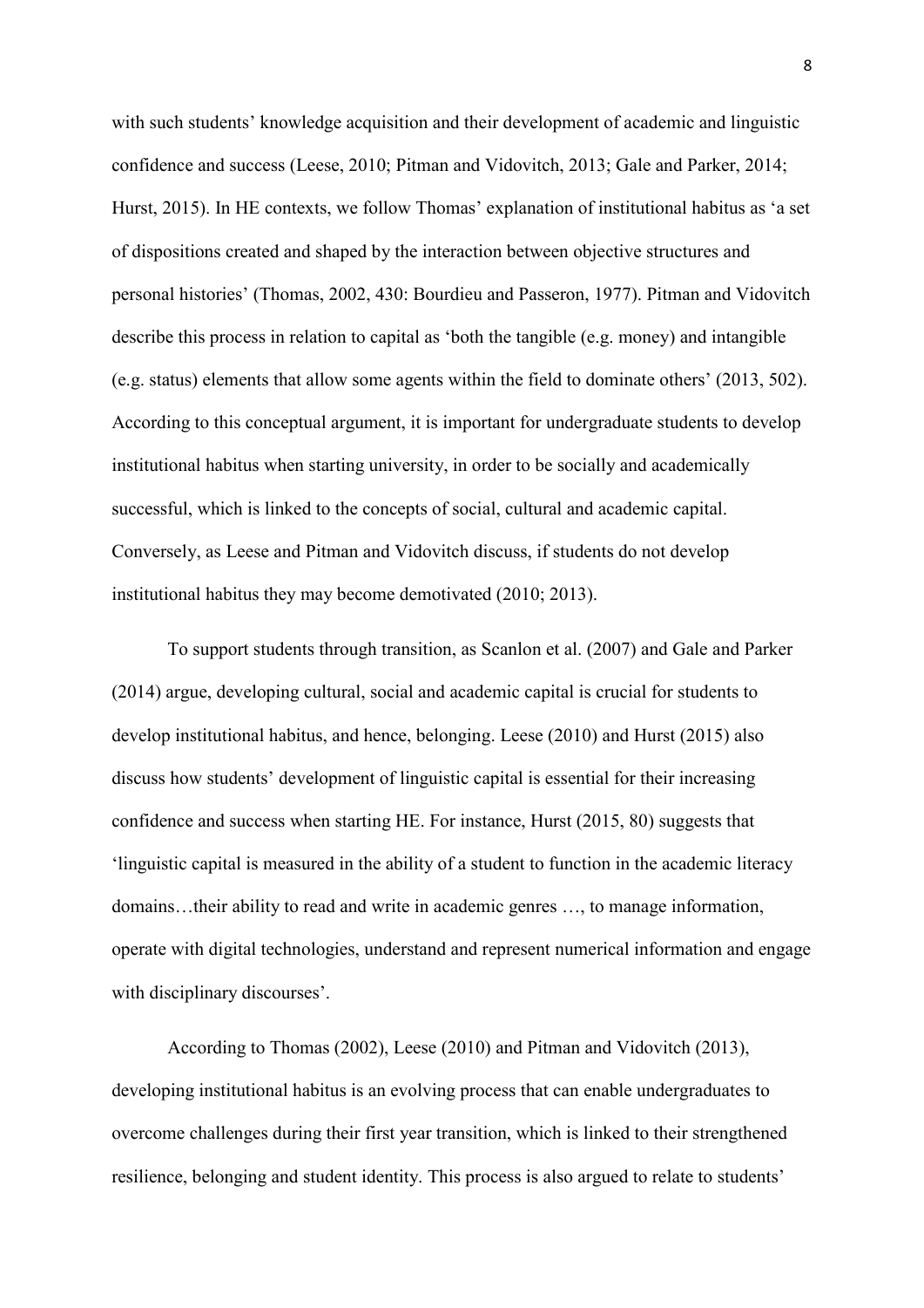with such students' knowledge acquisition and their development of academic and linguistic confidence and success (Leese, 2010; Pitman and Vidovitch, 2013; Gale and Parker, 2014; Hurst, 2015). In HE contexts, we follow Thomas' explanation of institutional habitus as 'a set of dispositions created and shaped by the interaction between objective structures and personal histories' (Thomas, 2002, 430: Bourdieu and Passeron, 1977). Pitman and Vidovitch describe this process in relation to capital as 'both the tangible (e.g. money) and intangible (e.g. status) elements that allow some agents within the field to dominate others' (2013, 502). According to this conceptual argument, it is important for undergraduate students to develop institutional habitus when starting university, in order to be socially and academically successful, which is linked to the concepts of social, cultural and academic capital. Conversely, as Leese and Pitman and Vidovitch discuss, if students do not develop institutional habitus they may become demotivated (2010; 2013).

To support students through transition, as Scanlon et al. (2007) and Gale and Parker (2014) argue, developing cultural, social and academic capital is crucial for students to develop institutional habitus, and hence, belonging. Leese (2010) and Hurst (2015) also discuss how students' development of linguistic capital is essential for their increasing confidence and success when starting HE. For instance, Hurst (2015, 80) suggests that 'linguistic capital is measured in the ability of a student to function in the academic literacy domains…their ability to read and write in academic genres …, to manage information, operate with digital technologies, understand and represent numerical information and engage with disciplinary discourses'.

According to Thomas (2002), Leese (2010) and Pitman and Vidovitch (2013), developing institutional habitus is an evolving process that can enable undergraduates to overcome challenges during their first year transition, which is linked to their strengthened resilience, belonging and student identity. This process is also argued to relate to students'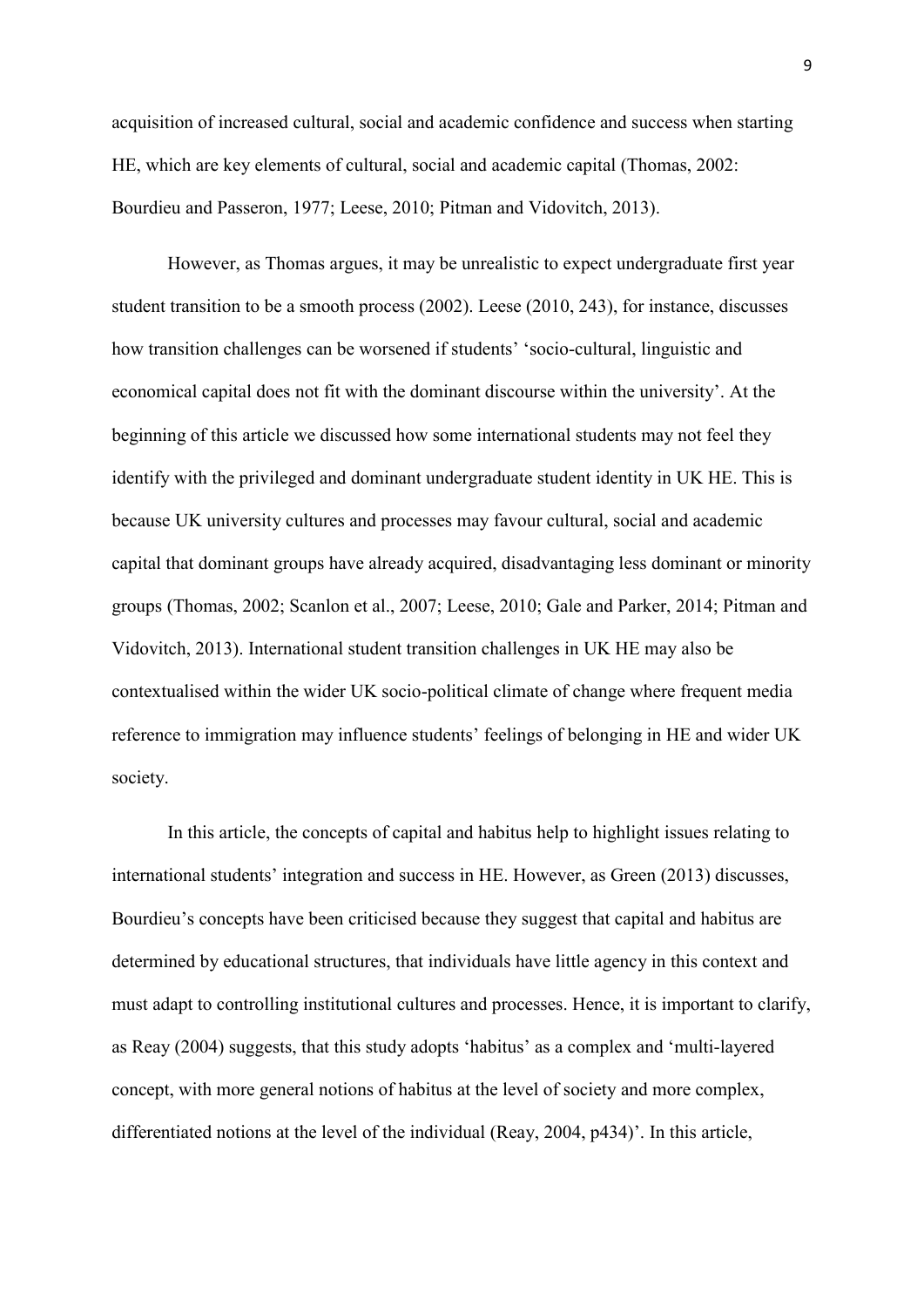acquisition of increased cultural, social and academic confidence and success when starting HE, which are key elements of cultural, social and academic capital (Thomas, 2002: Bourdieu and Passeron, 1977; Leese, 2010; Pitman and Vidovitch, 2013).

However, as Thomas argues, it may be unrealistic to expect undergraduate first year student transition to be a smooth process (2002). Leese (2010, 243), for instance, discusses how transition challenges can be worsened if students' 'socio-cultural, linguistic and economical capital does not fit with the dominant discourse within the university'. At the beginning of this article we discussed how some international students may not feel they identify with the privileged and dominant undergraduate student identity in UK HE. This is because UK university cultures and processes may favour cultural, social and academic capital that dominant groups have already acquired, disadvantaging less dominant or minority groups (Thomas, 2002; Scanlon et al., 2007; Leese, 2010; Gale and Parker, 2014; Pitman and Vidovitch, 2013). International student transition challenges in UK HE may also be contextualised within the wider UK socio-political climate of change where frequent media reference to immigration may influence students' feelings of belonging in HE and wider UK society.

In this article, the concepts of capital and habitus help to highlight issues relating to international students' integration and success in HE. However, as Green (2013) discusses, Bourdieu's concepts have been criticised because they suggest that capital and habitus are determined by educational structures, that individuals have little agency in this context and must adapt to controlling institutional cultures and processes. Hence, it is important to clarify, as Reay (2004) suggests, that this study adopts 'habitus' as a complex and 'multi-layered concept, with more general notions of habitus at the level of society and more complex, differentiated notions at the level of the individual (Reay, 2004, p434)'. In this article,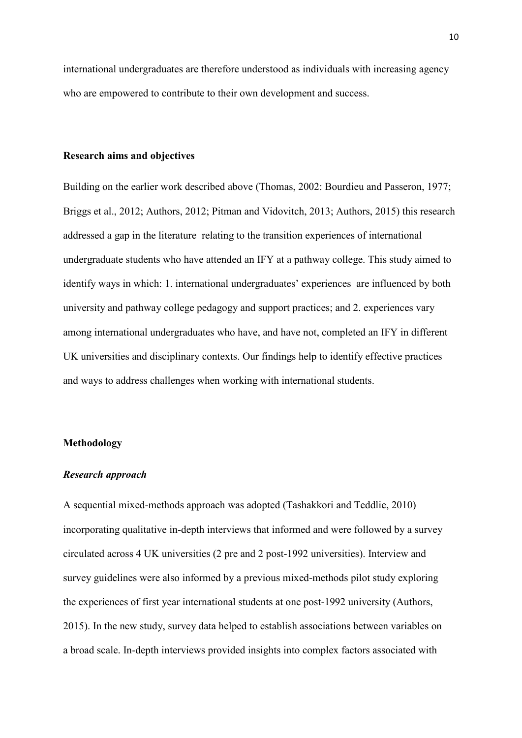international undergraduates are therefore understood as individuals with increasing agency who are empowered to contribute to their own development and success.

## Research aims and objectives

Building on the earlier work described above (Thomas, 2002: Bourdieu and Passeron, 1977; Briggs et al., 2012; Authors, 2012; Pitman and Vidovitch, 2013; Authors, 2015) this research addressed a gap in the literature relating to the transition experiences of international undergraduate students who have attended an IFY at a pathway college. This study aimed to identify ways in which: 1. international undergraduates' experiences are influenced by both university and pathway college pedagogy and support practices; and 2. experiences vary among international undergraduates who have, and have not, completed an IFY in different UK universities and disciplinary contexts. Our findings help to identify effective practices and ways to address challenges when working with international students.

## Methodology

### *Research approach*

A sequential mixed-methods approach was adopted (Tashakkori and Teddlie, 2010) incorporating qualitative in-depth interviews that informed and were followed by a survey circulated across 4 UK universities (2 pre and 2 post-1992 universities). Interview and survey guidelines were also informed by a previous mixed-methods pilot study exploring the experiences of first year international students at one post-1992 university (Authors, 2015). In the new study, survey data helped to establish associations between variables on a broad scale. In-depth interviews provided insights into complex factors associated with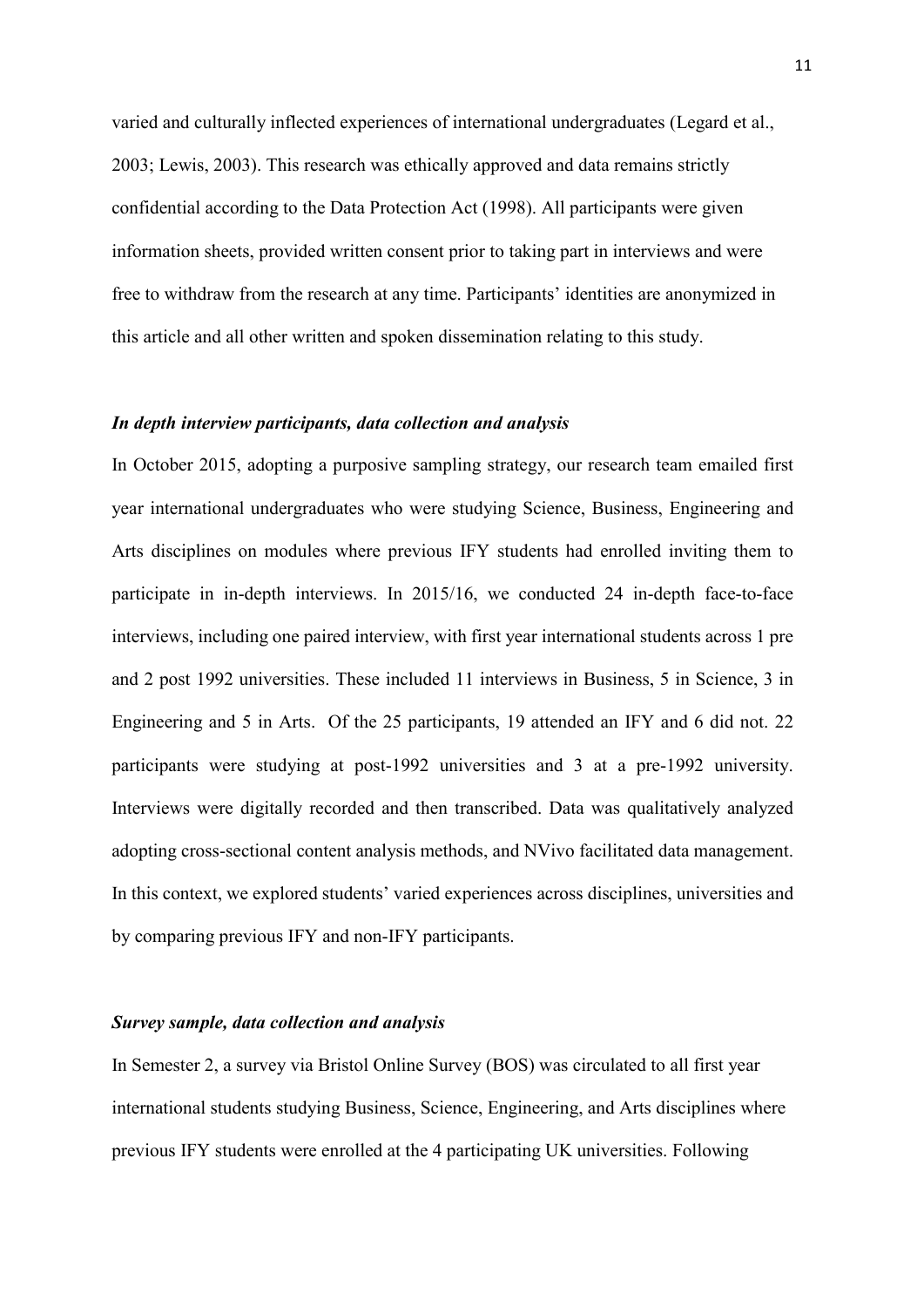varied and culturally inflected experiences of international undergraduates (Legard et al., 2003; Lewis, 2003). This research was ethically approved and data remains strictly confidential according to the Data Protection Act (1998). All participants were given information sheets, provided written consent prior to taking part in interviews and were free to withdraw from the research at any time. Participants' identities are anonymized in this article and all other written and spoken dissemination relating to this study.

### *In depth interview participants, data collection and analysis*

In October 2015, adopting a purposive sampling strategy, our research team emailed first year international undergraduates who were studying Science, Business, Engineering and Arts disciplines on modules where previous IFY students had enrolled inviting them to participate in in-depth interviews. In 2015/16, we conducted 24 in-depth face-to-face interviews, including one paired interview, with first year international students across 1 pre and 2 post 1992 universities. These included 11 interviews in Business, 5 in Science, 3 in Engineering and 5 in Arts. Of the 25 participants, 19 attended an IFY and 6 did not. 22 participants were studying at post-1992 universities and 3 at a pre-1992 university. Interviews were digitally recorded and then transcribed. Data was qualitatively analyzed adopting cross-sectional content analysis methods, and NVivo facilitated data management. In this context, we explored students' varied experiences across disciplines, universities and by comparing previous IFY and non-IFY participants.

### *Survey sample, data collection and analysis*

In Semester 2, a survey via Bristol Online Survey (BOS) was circulated to all first year international students studying Business, Science, Engineering, and Arts disciplines where previous IFY students were enrolled at the 4 participating UK universities. Following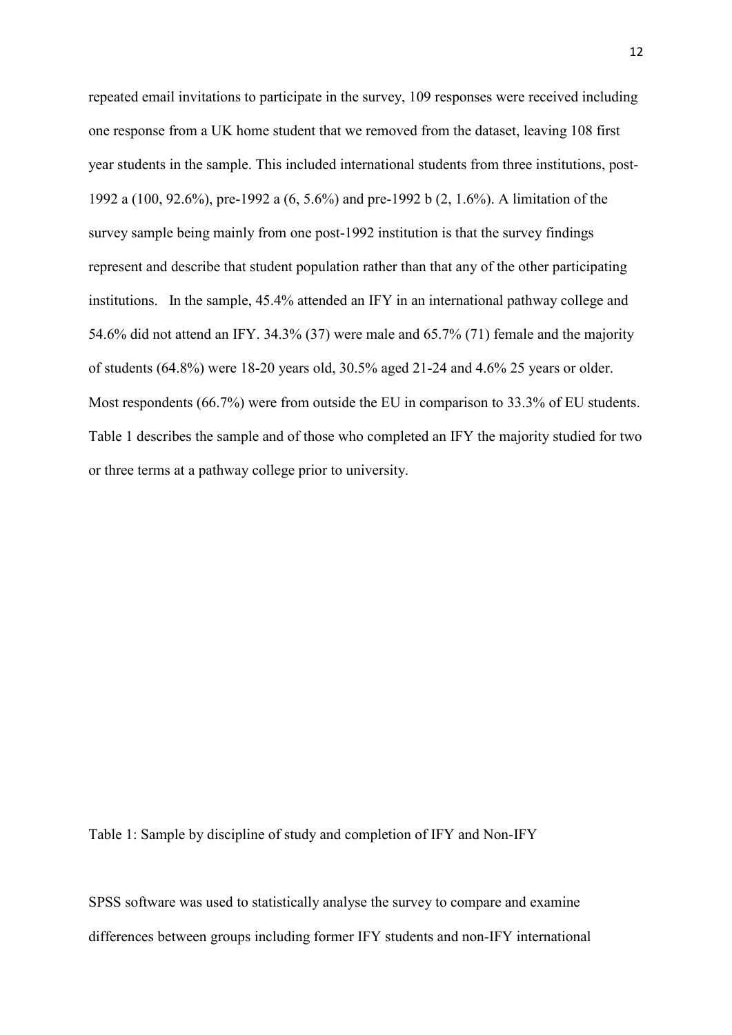repeated email invitations to participate in the survey, 109 responses were received including one response from a UK home student that we removed from the dataset, leaving 108 first year students in the sample. This included international students from three institutions, post-1992 a (100, 92.6%), pre-1992 a (6, 5.6%) and pre-1992 b (2, 1.6%). A limitation of the survey sample being mainly from one post-1992 institution is that the survey findings represent and describe that student population rather than that any of the other participating institutions. In the sample, 45.4% attended an IFY in an international pathway college and 54.6% did not attend an IFY. 34.3% (37) were male and 65.7% (71) female and the majority of students (64.8%) were 18-20 years old, 30.5% aged 21-24 and 4.6% 25 years or older. Most respondents (66.7%) were from outside the EU in comparison to 33.3% of EU students. Table 1 describes the sample and of those who completed an IFY the majority studied for two or three terms at a pathway college prior to university.

Table 1: Sample by discipline of study and completion of IFY and Non-IFY

SPSS software was used to statistically analyse the survey to compare and examine differences between groups including former IFY students and non-IFY international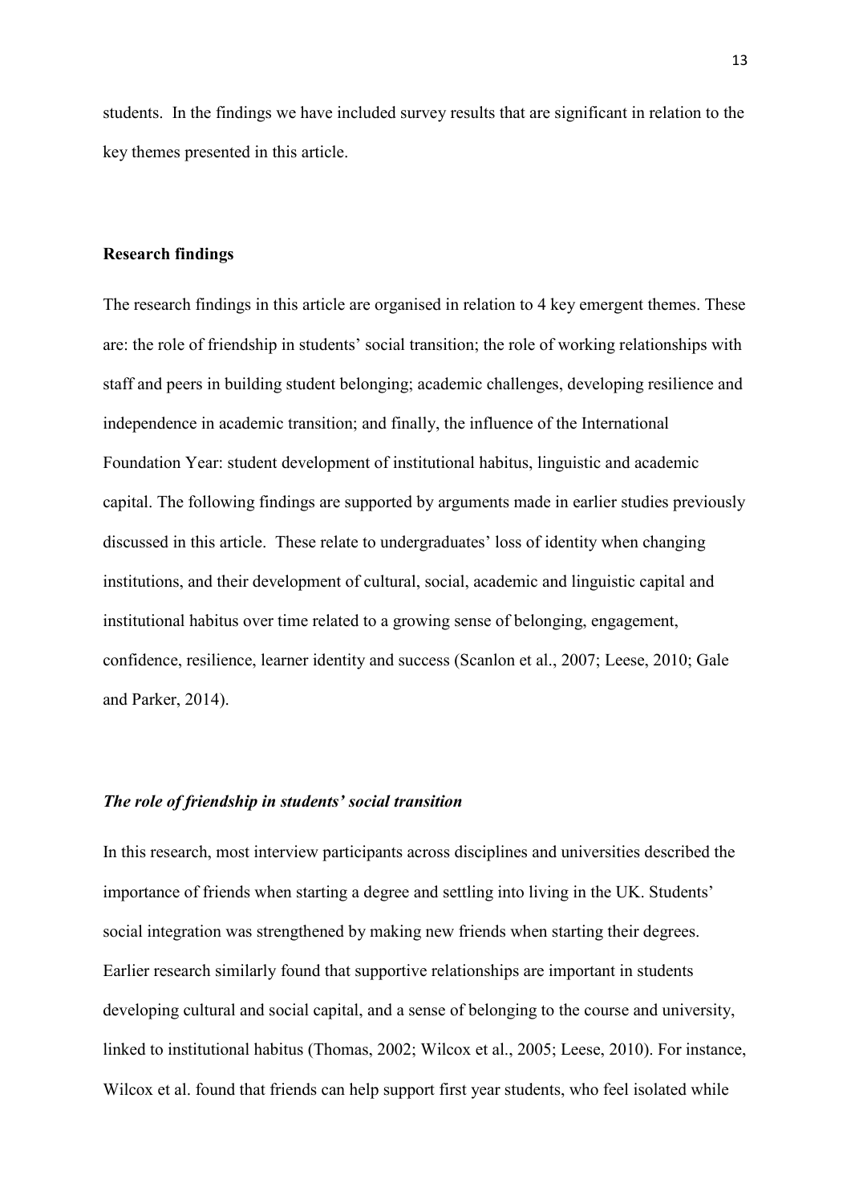students. In the findings we have included survey results that are significant in relation to the key themes presented in this article.

## Research findings

The research findings in this article are organised in relation to 4 key emergent themes. These are: the role of friendship in students' social transition; the role of working relationships with staff and peers in building student belonging; academic challenges, developing resilience and independence in academic transition; and finally, the influence of the International Foundation Year: student development of institutional habitus, linguistic and academic capital. The following findings are supported by arguments made in earlier studies previously discussed in this article. These relate to undergraduates' loss of identity when changing institutions, and their development of cultural, social, academic and linguistic capital and institutional habitus over time related to a growing sense of belonging, engagement, confidence, resilience, learner identity and success (Scanlon et al., 2007; Leese, 2010; Gale and Parker, 2014).

### *The role of friendship in students' social transition*

In this research, most interview participants across disciplines and universities described the importance of friends when starting a degree and settling into living in the UK. Students' social integration was strengthened by making new friends when starting their degrees. Earlier research similarly found that supportive relationships are important in students developing cultural and social capital, and a sense of belonging to the course and university, linked to institutional habitus (Thomas, 2002; Wilcox et al., 2005; Leese, 2010). For instance, Wilcox et al. found that friends can help support first year students, who feel isolated while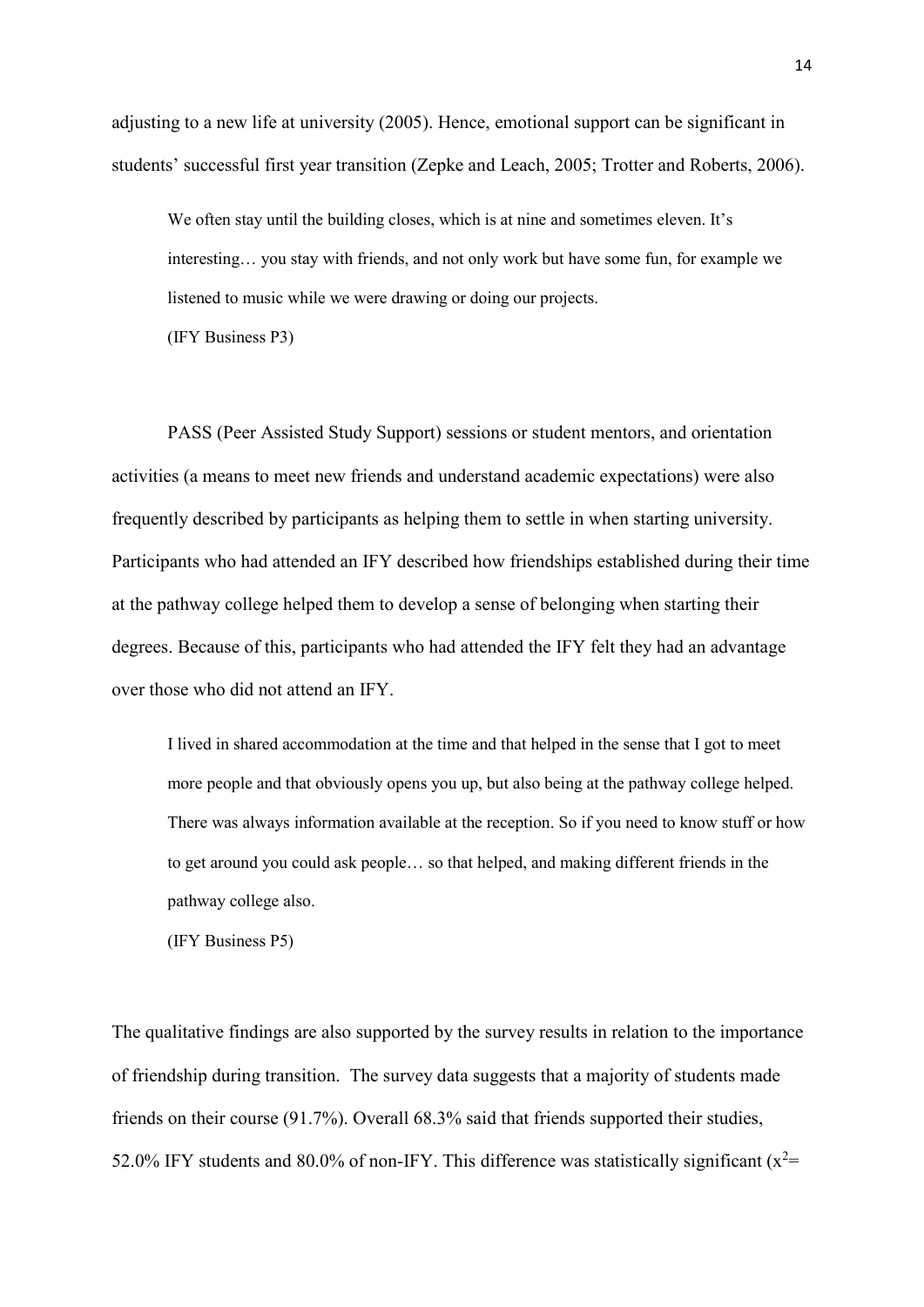adjusting to a new life at university (2005). Hence, emotional support can be significant in students' successful first year transition (Zepke and Leach, 2005; Trotter and Roberts, 2006).

> We often stay until the building closes, which is at nine and sometimes eleven. It's interesting… you stay with friends, and not only work but have some fun, for example we listened to music while we were drawing or doing our projects.
>
> (IFY Business P3)

PASS (Peer Assisted Study Support) sessions or student mentors, and orientation activities (a means to meet new friends and understand academic expectations) were also frequently described by participants as helping them to settle in when starting university. Participants who had attended an IFY described how friendships established during their time at the pathway college helped them to develop a sense of belonging when starting their degrees. Because of this, participants who had attended the IFY felt they had an advantage over those who did not attend an IFY.

> I lived in shared accommodation at the time and that helped in the sense that I got to meet more people and that obviously opens you up, but also being at the pathway college helped. There was always information available at the reception. So if you need to know stuff or how to get around you could ask people… so that helped, and making different friends in the pathway college also.
>
> (IFY Business P5)

The qualitative findings are also supported by the survey results in relation to the importance of friendship during transition. The survey data suggests that a majority of students made friends on their course (91.7%). Overall 68.3% said that friends supported their studies, 52.0% IFY students and 80.0% of non-IFY. This difference was statistically significant ($x^2$=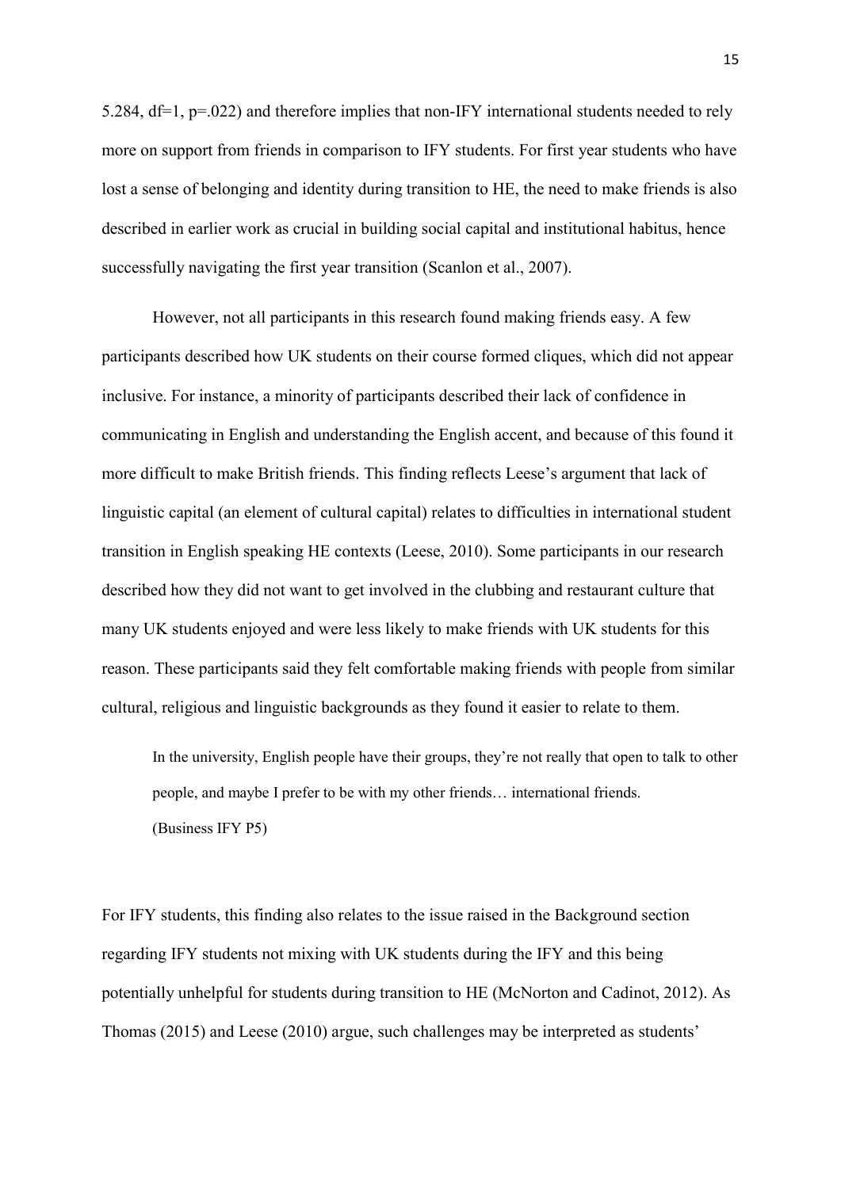5.284, df=1, p=.022) and therefore implies that non-IFY international students needed to rely more on support from friends in comparison to IFY students. For first year students who have lost a sense of belonging and identity during transition to HE, the need to make friends is also described in earlier work as crucial in building social capital and institutional habitus, hence successfully navigating the first year transition (Scanlon et al., 2007).

However, not all participants in this research found making friends easy. A few participants described how UK students on their course formed cliques, which did not appear inclusive. For instance, a minority of participants described their lack of confidence in communicating in English and understanding the English accent, and because of this found it more difficult to make British friends. This finding reflects Leese's argument that lack of linguistic capital (an element of cultural capital) relates to difficulties in international student transition in English speaking HE contexts (Leese, 2010). Some participants in our research described how they did not want to get involved in the clubbing and restaurant culture that many UK students enjoyed and were less likely to make friends with UK students for this reason. These participants said they felt comfortable making friends with people from similar cultural, religious and linguistic backgrounds as they found it easier to relate to them.

> In the university, English people have their groups, they're not really that open to talk to other people, and maybe I prefer to be with my other friends… international friends.
> (Business IFY P5)

For IFY students, this finding also relates to the issue raised in the Background section regarding IFY students not mixing with UK students during the IFY and this being potentially unhelpful for students during transition to HE (McNorton and Cadinot, 2012). As Thomas (2015) and Leese (2010) argue, such challenges may be interpreted as students'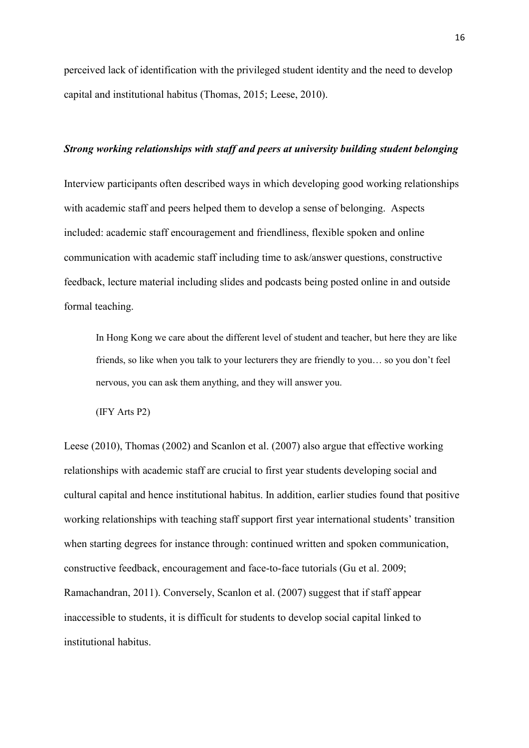perceived lack of identification with the privileged student identity and the need to develop capital and institutional habitus (Thomas, 2015; Leese, 2010).

***Strong working relationships with staff and peers at university building student belonging***

Interview participants often described ways in which developing good working relationships with academic staff and peers helped them to develop a sense of belonging. Aspects included: academic staff encouragement and friendliness, flexible spoken and online communication with academic staff including time to ask/answer questions, constructive feedback, lecture material including slides and podcasts being posted online in and outside formal teaching.

> In Hong Kong we care about the different level of student and teacher, but here they are like friends, so like when you talk to your lecturers they are friendly to you… so you don't feel nervous, you can ask them anything, and they will answer you.
>
> (IFY Arts P2)

Leese (2010), Thomas (2002) and Scanlon et al. (2007) also argue that effective working relationships with academic staff are crucial to first year students developing social and cultural capital and hence institutional habitus. In addition, earlier studies found that positive working relationships with teaching staff support first year international students' transition when starting degrees for instance through: continued written and spoken communication, constructive feedback, encouragement and face-to-face tutorials (Gu et al. 2009; Ramachandran, 2011). Conversely, Scanlon et al. (2007) suggest that if staff appear inaccessible to students, it is difficult for students to develop social capital linked to institutional habitus.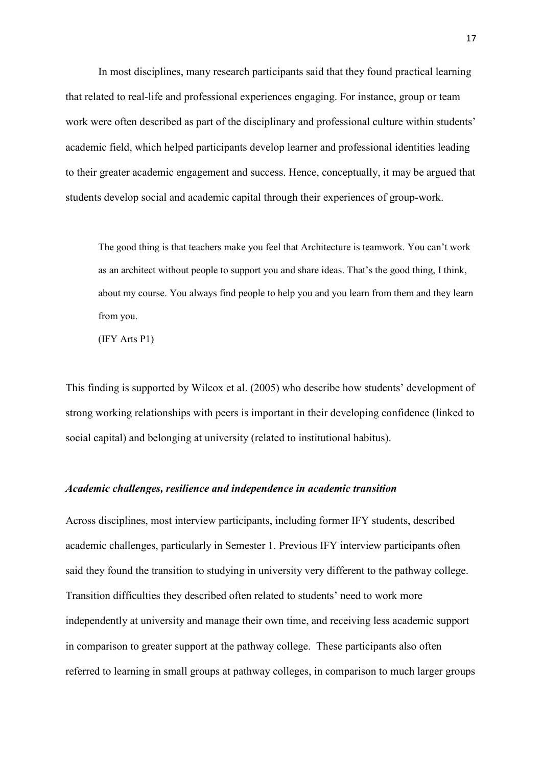In most disciplines, many research participants said that they found practical learning that related to real-life and professional experiences engaging. For instance, group or team work were often described as part of the disciplinary and professional culture within students' academic field, which helped participants develop learner and professional identities leading to their greater academic engagement and success. Hence, conceptually, it may be argued that students develop social and academic capital through their experiences of group-work.

> The good thing is that teachers make you feel that Architecture is teamwork. You can't work as an architect without people to support you and share ideas. That's the good thing, I think, about my course. You always find people to help you and you learn from them and they learn from you.
>
> (IFY Arts P1)

This finding is supported by Wilcox et al. (2005) who describe how students' development of strong working relationships with peers is important in their developing confidence (linked to social capital) and belonging at university (related to institutional habitus).

### *Academic challenges, resilience and independence in academic transition*

Across disciplines, most interview participants, including former IFY students, described academic challenges, particularly in Semester 1. Previous IFY interview participants often said they found the transition to studying in university very different to the pathway college. Transition difficulties they described often related to students' need to work more independently at university and manage their own time, and receiving less academic support in comparison to greater support at the pathway college. These participants also often referred to learning in small groups at pathway colleges, in comparison to much larger groups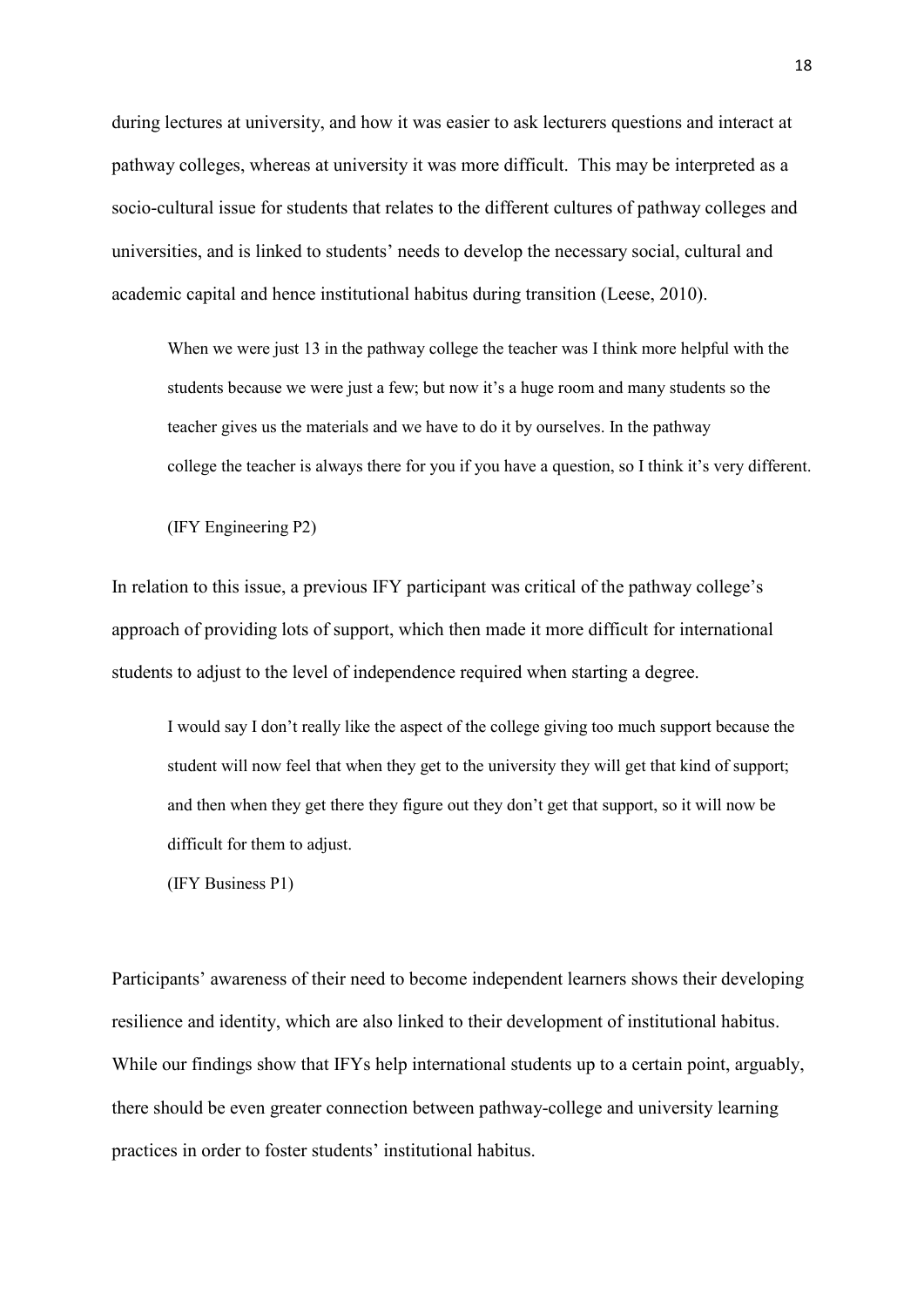during lectures at university, and how it was easier to ask lecturers questions and interact at pathway colleges, whereas at university it was more difficult. This may be interpreted as a socio-cultural issue for students that relates to the different cultures of pathway colleges and universities, and is linked to students' needs to develop the necessary social, cultural and academic capital and hence institutional habitus during transition (Leese, 2010).

> When we were just 13 in the pathway college the teacher was I think more helpful with the students because we were just a few; but now it's a huge room and many students so the teacher gives us the materials and we have to do it by ourselves. In the pathway college the teacher is always there for you if you have a question, so I think it's very different.
>
> (IFY Engineering P2)

In relation to this issue, a previous IFY participant was critical of the pathway college's approach of providing lots of support, which then made it more difficult for international students to adjust to the level of independence required when starting a degree.

> I would say I don't really like the aspect of the college giving too much support because the student will now feel that when they get to the university they will get that kind of support; and then when they get there they figure out they don't get that support, so it will now be difficult for them to adjust.
>
> (IFY Business P1)

Participants' awareness of their need to become independent learners shows their developing resilience and identity, which are also linked to their development of institutional habitus. While our findings show that IFYs help international students up to a certain point, arguably, there should be even greater connection between pathway-college and university learning practices in order to foster students' institutional habitus.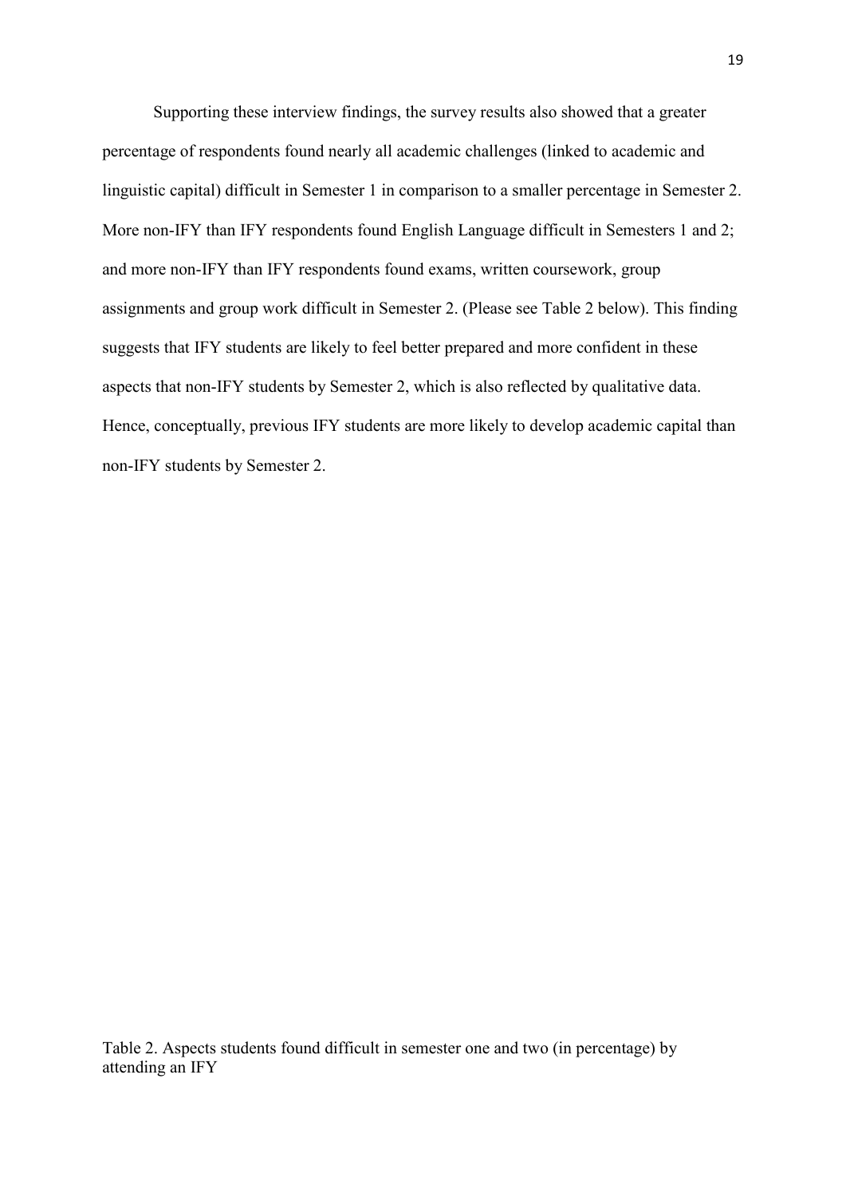Supporting these interview findings, the survey results also showed that a greater percentage of respondents found nearly all academic challenges (linked to academic and linguistic capital) difficult in Semester 1 in comparison to a smaller percentage in Semester 2. More non-IFY than IFY respondents found English Language difficult in Semesters 1 and 2; and more non-IFY than IFY respondents found exams, written coursework, group assignments and group work difficult in Semester 2. (Please see Table 2 below). This finding suggests that IFY students are likely to feel better prepared and more confident in these aspects that non-IFY students by Semester 2, which is also reflected by qualitative data. Hence, conceptually, previous IFY students are more likely to develop academic capital than non-IFY students by Semester 2.

Table 2. Aspects students found difficult in semester one and two (in percentage) by attending an IFY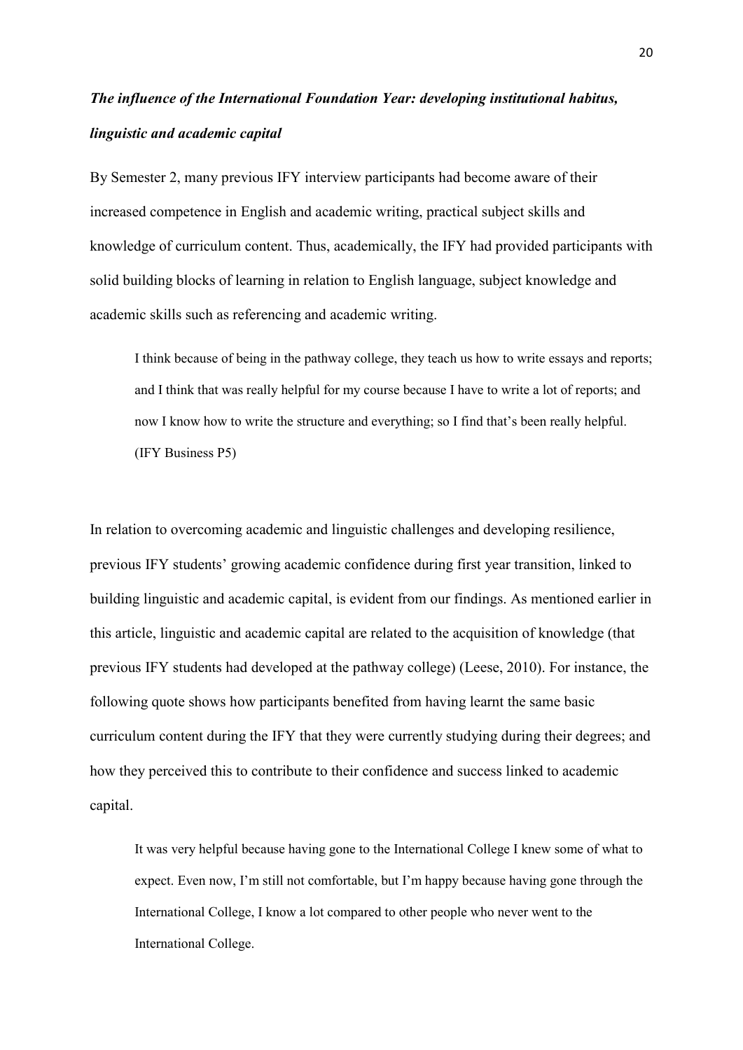### *The influence of the International Foundation Year: developing institutional habitus, linguistic and academic capital*

By Semester 2, many previous IFY interview participants had become aware of their increased competence in English and academic writing, practical subject skills and knowledge of curriculum content. Thus, academically, the IFY had provided participants with solid building blocks of learning in relation to English language, subject knowledge and academic skills such as referencing and academic writing.

> I think because of being in the pathway college, they teach us how to write essays and reports; and I think that was really helpful for my course because I have to write a lot of reports; and now I know how to write the structure and everything; so I find that's been really helpful. (IFY Business P5)

In relation to overcoming academic and linguistic challenges and developing resilience, previous IFY students' growing academic confidence during first year transition, linked to building linguistic and academic capital, is evident from our findings. As mentioned earlier in this article, linguistic and academic capital are related to the acquisition of knowledge (that previous IFY students had developed at the pathway college) (Leese, 2010). For instance, the following quote shows how participants benefited from having learnt the same basic curriculum content during the IFY that they were currently studying during their degrees; and how they perceived this to contribute to their confidence and success linked to academic capital.

> It was very helpful because having gone to the International College I knew some of what to expect. Even now, I'm still not comfortable, but I'm happy because having gone through the International College, I know a lot compared to other people who never went to the International College.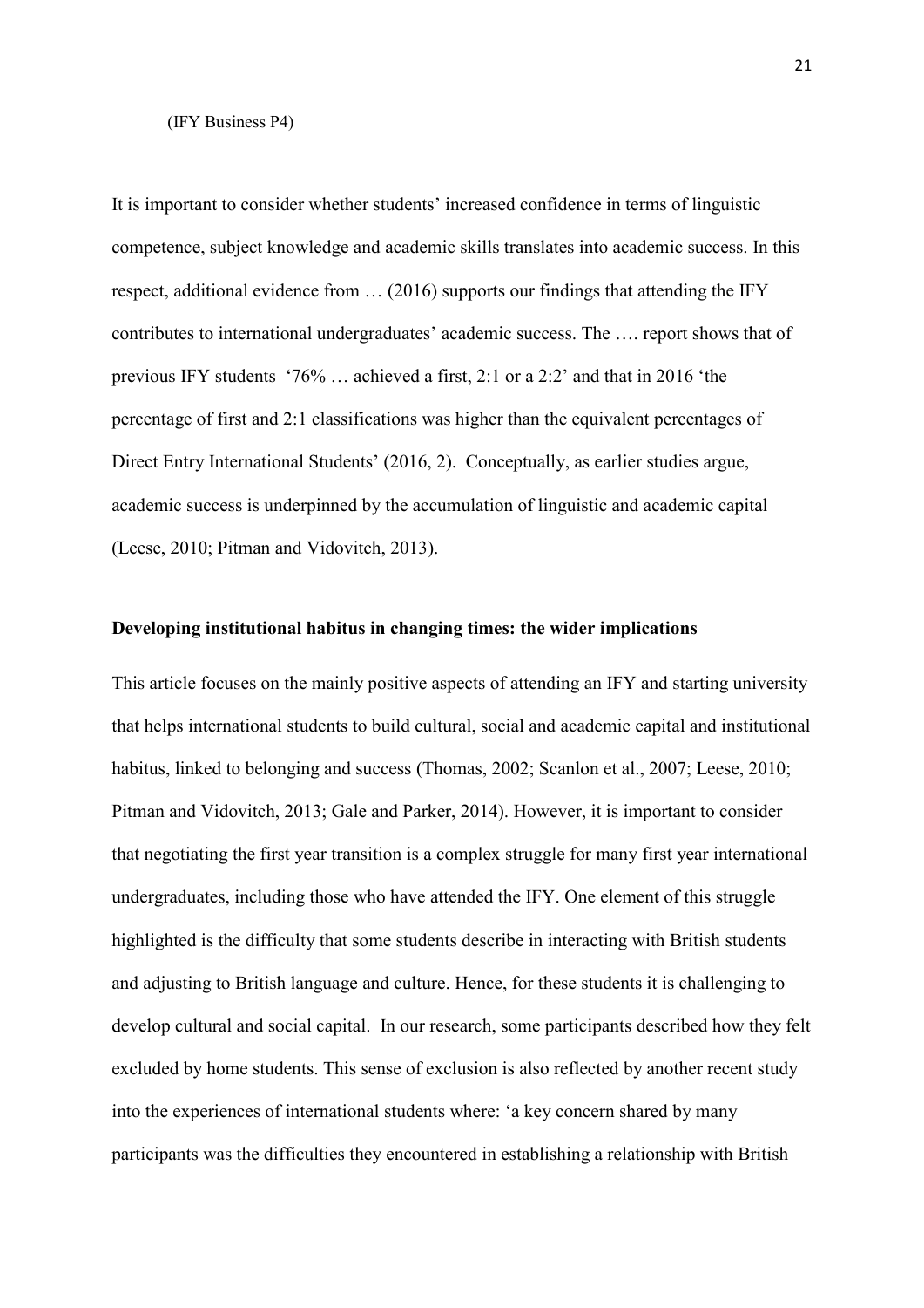(IFY Business P4)

It is important to consider whether students' increased confidence in terms of linguistic competence, subject knowledge and academic skills translates into academic success. In this respect, additional evidence from … (2016) supports our findings that attending the IFY contributes to international undergraduates' academic success. The …. report shows that of previous IFY students '76% … achieved a first, 2:1 or a 2:2' and that in 2016 'the percentage of first and 2:1 classifications was higher than the equivalent percentages of Direct Entry International Students' (2016, 2). Conceptually, as earlier studies argue, academic success is underpinned by the accumulation of linguistic and academic capital (Leese, 2010; Pitman and Vidovitch, 2013).

**Developing institutional habitus in changing times: the wider implications**

This article focuses on the mainly positive aspects of attending an IFY and starting university that helps international students to build cultural, social and academic capital and institutional habitus, linked to belonging and success (Thomas, 2002; Scanlon et al., 2007; Leese, 2010; Pitman and Vidovitch, 2013; Gale and Parker, 2014). However, it is important to consider that negotiating the first year transition is a complex struggle for many first year international undergraduates, including those who have attended the IFY. One element of this struggle highlighted is the difficulty that some students describe in interacting with British students and adjusting to British language and culture. Hence, for these students it is challenging to develop cultural and social capital. In our research, some participants described how they felt excluded by home students. This sense of exclusion is also reflected by another recent study into the experiences of international students where: 'a key concern shared by many participants was the difficulties they encountered in establishing a relationship with British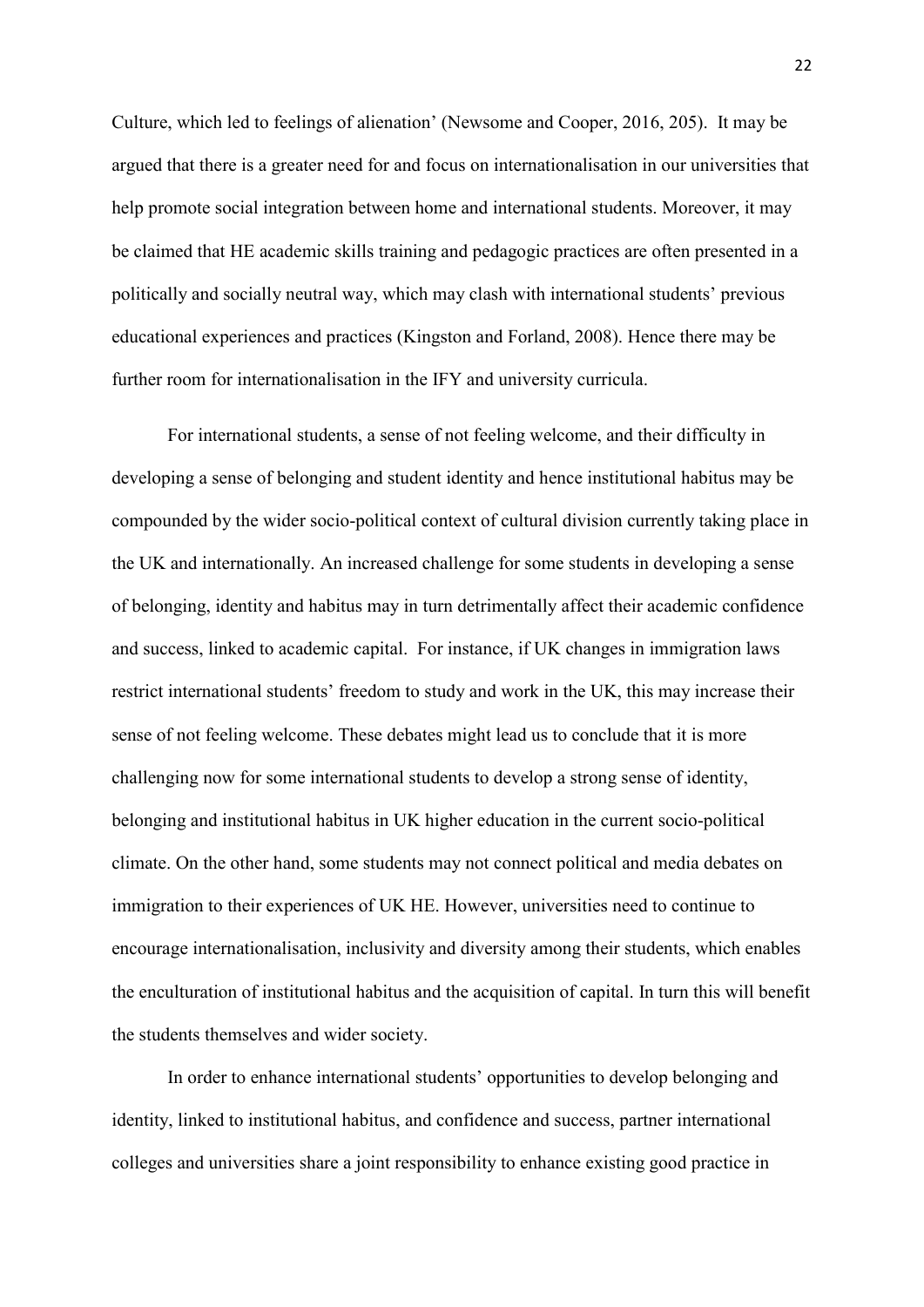Culture, which led to feelings of alienation' (Newsome and Cooper, 2016, 205). It may be argued that there is a greater need for and focus on internationalisation in our universities that help promote social integration between home and international students. Moreover, it may be claimed that HE academic skills training and pedagogic practices are often presented in a politically and socially neutral way, which may clash with international students' previous educational experiences and practices (Kingston and Forland, 2008). Hence there may be further room for internationalisation in the IFY and university curricula.

For international students, a sense of not feeling welcome, and their difficulty in developing a sense of belonging and student identity and hence institutional habitus may be compounded by the wider socio-political context of cultural division currently taking place in the UK and internationally. An increased challenge for some students in developing a sense of belonging, identity and habitus may in turn detrimentally affect their academic confidence and success, linked to academic capital. For instance, if UK changes in immigration laws restrict international students' freedom to study and work in the UK, this may increase their sense of not feeling welcome. These debates might lead us to conclude that it is more challenging now for some international students to develop a strong sense of identity, belonging and institutional habitus in UK higher education in the current socio-political climate. On the other hand, some students may not connect political and media debates on immigration to their experiences of UK HE. However, universities need to continue to encourage internationalisation, inclusivity and diversity among their students, which enables the enculturation of institutional habitus and the acquisition of capital. In turn this will benefit the students themselves and wider society.

In order to enhance international students' opportunities to develop belonging and identity, linked to institutional habitus, and confidence and success, partner international colleges and universities share a joint responsibility to enhance existing good practice in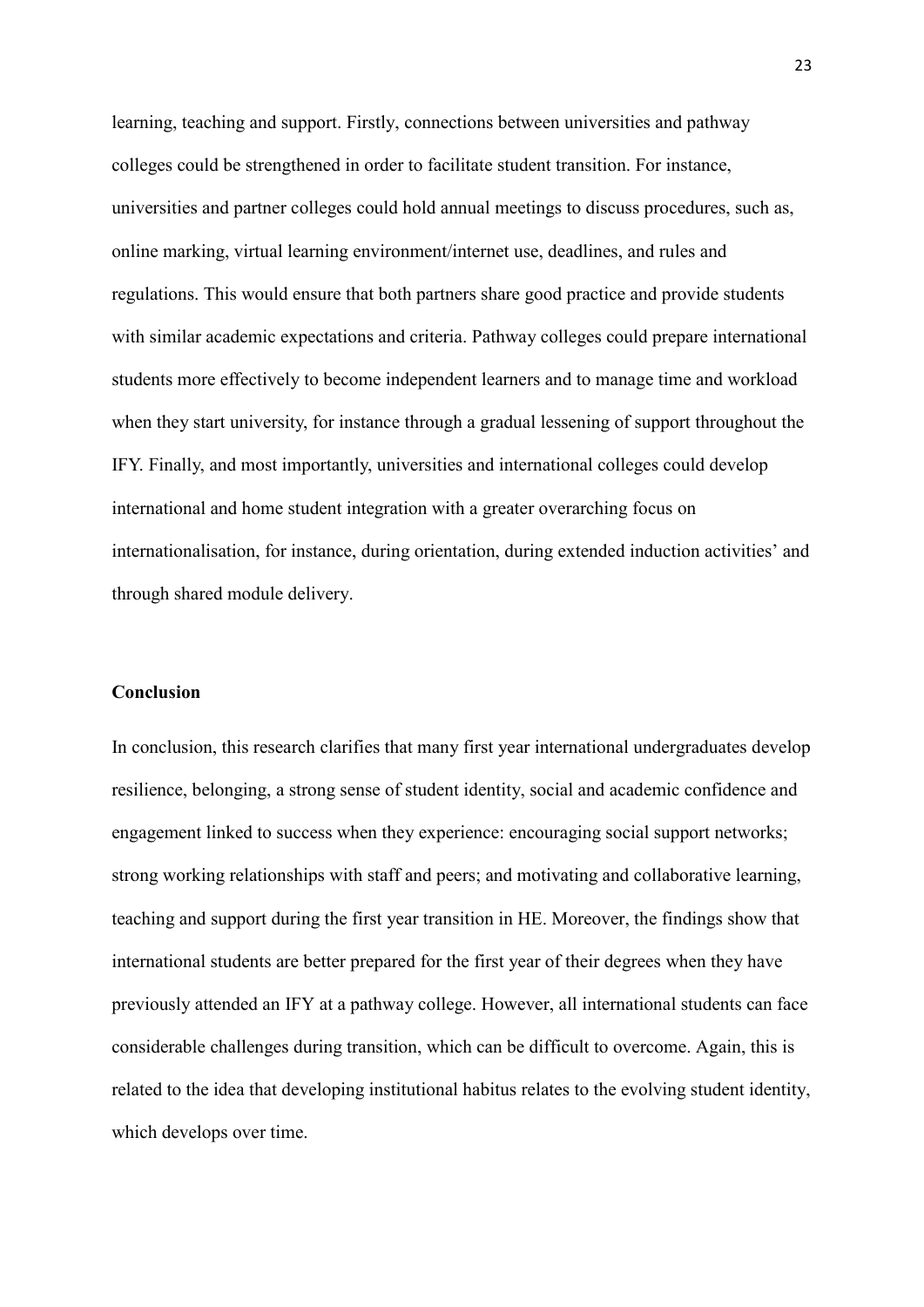learning, teaching and support. Firstly, connections between universities and pathway colleges could be strengthened in order to facilitate student transition. For instance, universities and partner colleges could hold annual meetings to discuss procedures, such as, online marking, virtual learning environment/internet use, deadlines, and rules and regulations. This would ensure that both partners share good practice and provide students with similar academic expectations and criteria. Pathway colleges could prepare international students more effectively to become independent learners and to manage time and workload when they start university, for instance through a gradual lessening of support throughout the IFY. Finally, and most importantly, universities and international colleges could develop international and home student integration with a greater overarching focus on internationalisation, for instance, during orientation, during extended induction activities' and through shared module delivery.

## Conclusion

In conclusion, this research clarifies that many first year international undergraduates develop resilience, belonging, a strong sense of student identity, social and academic confidence and engagement linked to success when they experience: encouraging social support networks; strong working relationships with staff and peers; and motivating and collaborative learning, teaching and support during the first year transition in HE. Moreover, the findings show that international students are better prepared for the first year of their degrees when they have previously attended an IFY at a pathway college. However, all international students can face considerable challenges during transition, which can be difficult to overcome. Again, this is related to the idea that developing institutional habitus relates to the evolving student identity, which develops over time.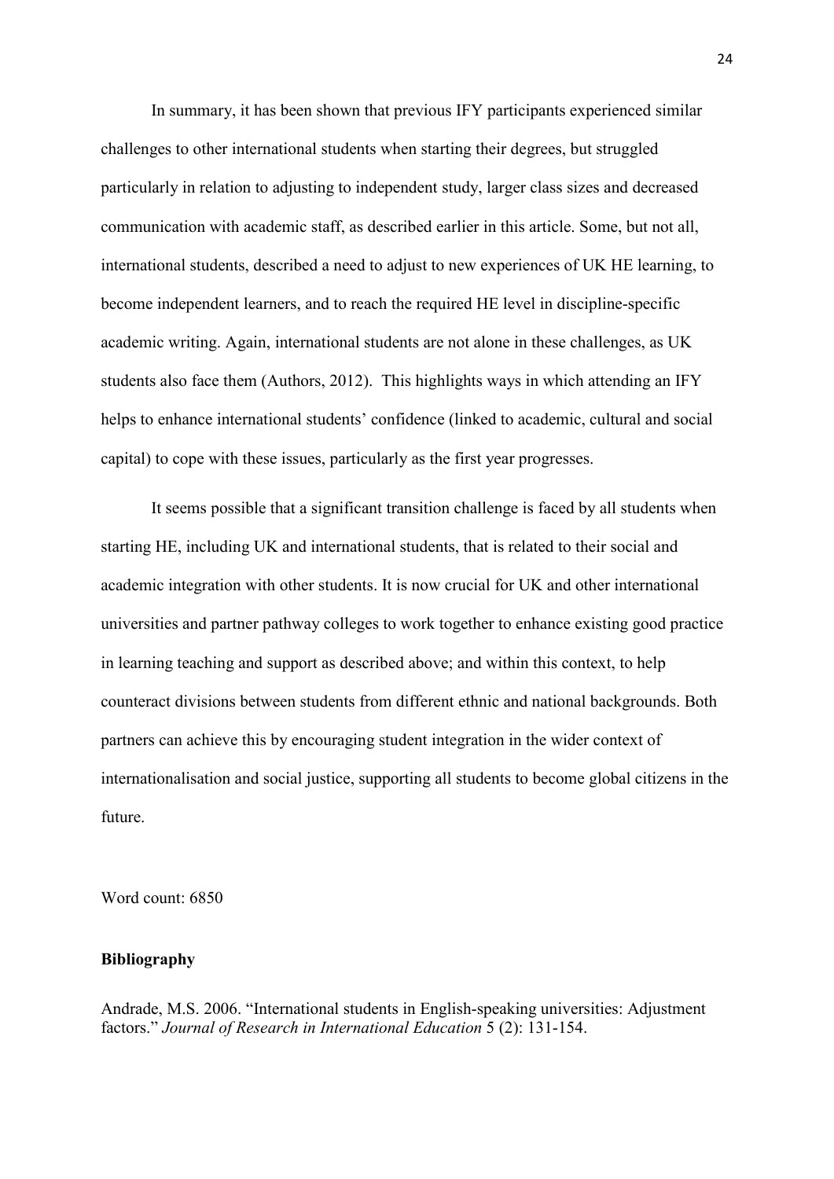In summary, it has been shown that previous IFY participants experienced similar challenges to other international students when starting their degrees, but struggled particularly in relation to adjusting to independent study, larger class sizes and decreased communication with academic staff, as described earlier in this article. Some, but not all, international students, described a need to adjust to new experiences of UK HE learning, to become independent learners, and to reach the required HE level in discipline-specific academic writing. Again, international students are not alone in these challenges, as UK students also face them (Authors, 2012). This highlights ways in which attending an IFY helps to enhance international students' confidence (linked to academic, cultural and social capital) to cope with these issues, particularly as the first year progresses.

It seems possible that a significant transition challenge is faced by all students when starting HE, including UK and international students, that is related to their social and academic integration with other students. It is now crucial for UK and other international universities and partner pathway colleges to work together to enhance existing good practice in learning teaching and support as described above; and within this context, to help counteract divisions between students from different ethnic and national backgrounds. Both partners can achieve this by encouraging student integration in the wider context of internationalisation and social justice, supporting all students to become global citizens in the future.

Word count: 6850

**Bibliography**

Andrade, M.S. 2006. "International students in English-speaking universities: Adjustment factors." *Journal of Research in International Education* 5 (2): 131-154.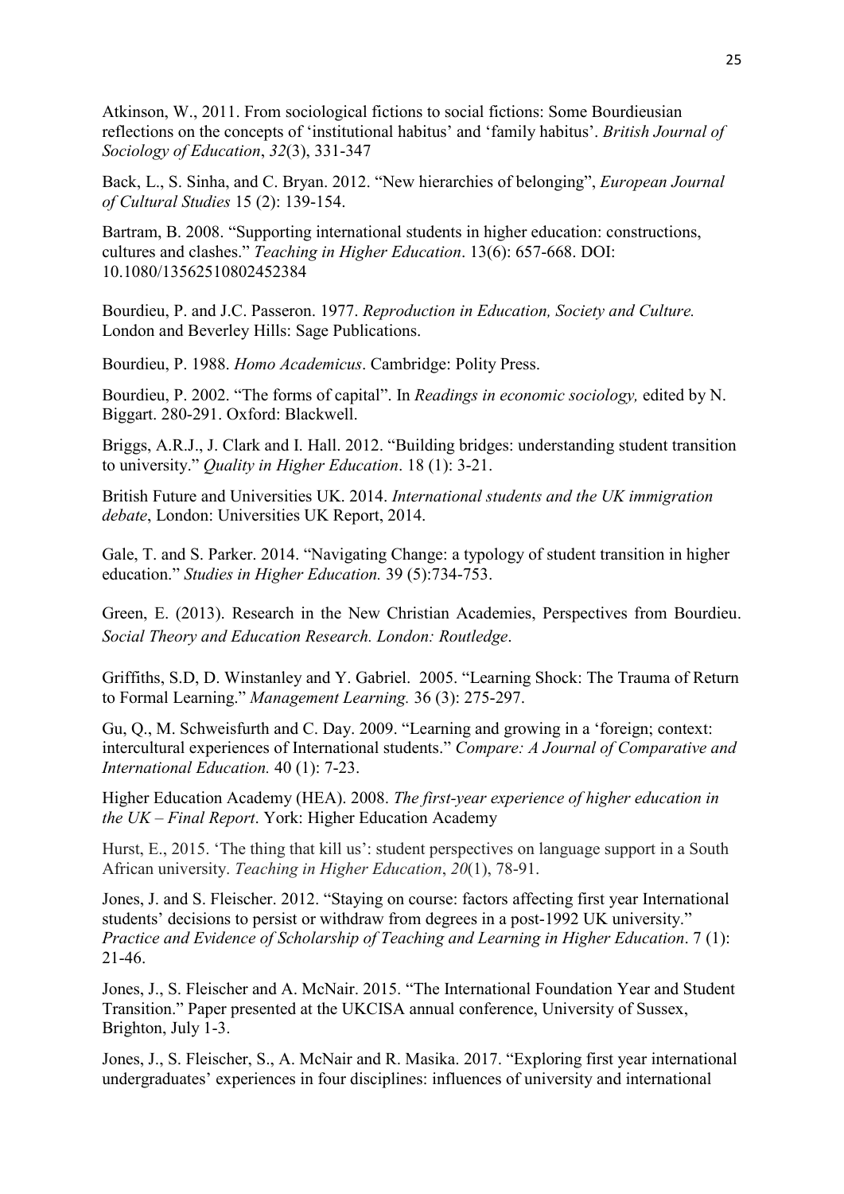Atkinson, W., 2011. From sociological fictions to social fictions: Some Bourdieusian reflections on the concepts of 'institutional habitus' and 'family habitus'. *British Journal of Sociology of Education*, *32*(3), 331-347

Back, L., S. Sinha, and C. Bryan. 2012. "New hierarchies of belonging", *European Journal of Cultural Studies* 15 (2): 139-154.

Bartram, B. 2008. "Supporting international students in higher education: constructions, cultures and clashes." *Teaching in Higher Education*. 13(6): 657-668. DOI: 10.1080/13562510802452384

Bourdieu, P. and J.C. Passeron. 1977. *Reproduction in Education, Society and Culture.* London and Beverley Hills: Sage Publications.

Bourdieu, P. 1988. *Homo Academicus*. Cambridge: Polity Press.

Bourdieu, P. 2002. "The forms of capital". In *Readings in economic sociology,* edited by N. Biggart. 280-291. Oxford: Blackwell.

Briggs, A.R.J., J. Clark and I. Hall. 2012. "Building bridges: understanding student transition to university." *Quality in Higher Education*. 18 (1): 3-21.

British Future and Universities UK. 2014. *International students and the UK immigration debate*, London: Universities UK Report, 2014.

Gale, T. and S. Parker. 2014. "Navigating Change: a typology of student transition in higher education." *Studies in Higher Education.* 39 (5):734-753.

Green, E. (2013). Research in the New Christian Academies, Perspectives from Bourdieu. *Social Theory and Education Research. London: Routledge*.

Griffiths, S.D, D. Winstanley and Y. Gabriel. 2005. "Learning Shock: The Trauma of Return to Formal Learning." *Management Learning.* 36 (3): 275-297.

Gu, Q., M. Schweisfurth and C. Day. 2009. "Learning and growing in a 'foreign; context: intercultural experiences of International students." *Compare: A Journal of Comparative and International Education.* 40 (1): 7-23.

Higher Education Academy (HEA). 2008. *The first-year experience of higher education in the UK – Final Report*. York: Higher Education Academy

Hurst, E., 2015. 'The thing that kill us': student perspectives on language support in a South African university. *Teaching in Higher Education*, *20*(1), 78-91.

Jones, J. and S. Fleischer. 2012. "Staying on course: factors affecting first year International students' decisions to persist or withdraw from degrees in a post-1992 UK university." *Practice and Evidence of Scholarship of Teaching and Learning in Higher Education*. 7 (1): 21-46.

Jones, J., S. Fleischer and A. McNair. 2015. "The International Foundation Year and Student Transition." Paper presented at the UKCISA annual conference, University of Sussex, Brighton, July 1-3.

Jones, J., S. Fleischer, S., A. McNair and R. Masika. 2017. "Exploring first year international undergraduates' experiences in four disciplines: influences of university and international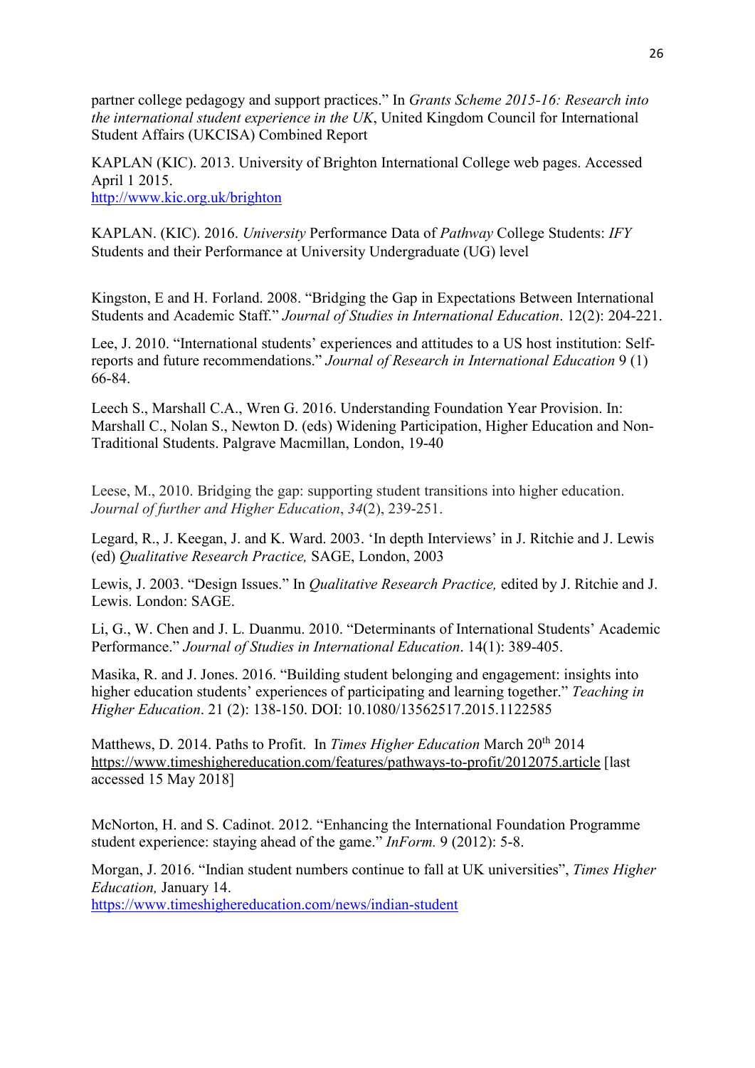partner college pedagogy and support practices." In *Grants Scheme 2015-16: Research into the international student experience in the UK*, United Kingdom Council for International Student Affairs (UKCISA) Combined Report

KAPLAN (KIC). 2013. University of Brighton International College web pages. Accessed April 1 2015.
http://www.kic.org.uk/brighton

KAPLAN. (KIC). 2016. *University* Performance Data of *Pathway* College Students: *IFY* Students and their Performance at University Undergraduate (UG) level

Kingston, E and H. Forland. 2008. "Bridging the Gap in Expectations Between International Students and Academic Staff." *Journal of Studies in International Education*. 12(2): 204-221.

Lee, J. 2010. "International students' experiences and attitudes to a US host institution: Self-reports and future recommendations." *Journal of Research in International Education* 9 (1) 66-84.

Leech S., Marshall C.A., Wren G. 2016. Understanding Foundation Year Provision. In: Marshall C., Nolan S., Newton D. (eds) Widening Participation, Higher Education and Non-Traditional Students. Palgrave Macmillan, London, 19-40

Leese, M., 2010. Bridging the gap: supporting student transitions into higher education. *Journal of further and Higher Education*, *34*(2), 239-251.

Legard, R., J. Keegan, J. and K. Ward. 2003. 'In depth Interviews' in J. Ritchie and J. Lewis (ed) *Qualitative Research Practice,* SAGE, London, 2003

Lewis, J. 2003. "Design Issues." In *Qualitative Research Practice,* edited by J. Ritchie and J. Lewis. London: SAGE.

Li, G., W. Chen and J. L. Duanmu. 2010. "Determinants of International Students' Academic Performance." *Journal of Studies in International Education*. 14(1): 389-405.

Masika, R. and J. Jones. 2016. "Building student belonging and engagement: insights into higher education students' experiences of participating and learning together." *Teaching in Higher Education*. 21 (2): 138-150. DOI: 10.1080/13562517.2015.1122585

Matthews, D. 2014. Paths to Profit. In *Times Higher Education* March 20th 2014 https://www.timeshighereducation.com/features/pathways-to-profit/2012075.article [last accessed 15 May 2018]

McNorton, H. and S. Cadinot. 2012. "Enhancing the International Foundation Programme student experience: staying ahead of the game." *InForm.* 9 (2012): 5-8.

Morgan, J. 2016. "Indian student numbers continue to fall at UK universities", *Times Higher Education,* January 14.
https://www.timeshighereducation.com/news/indian-student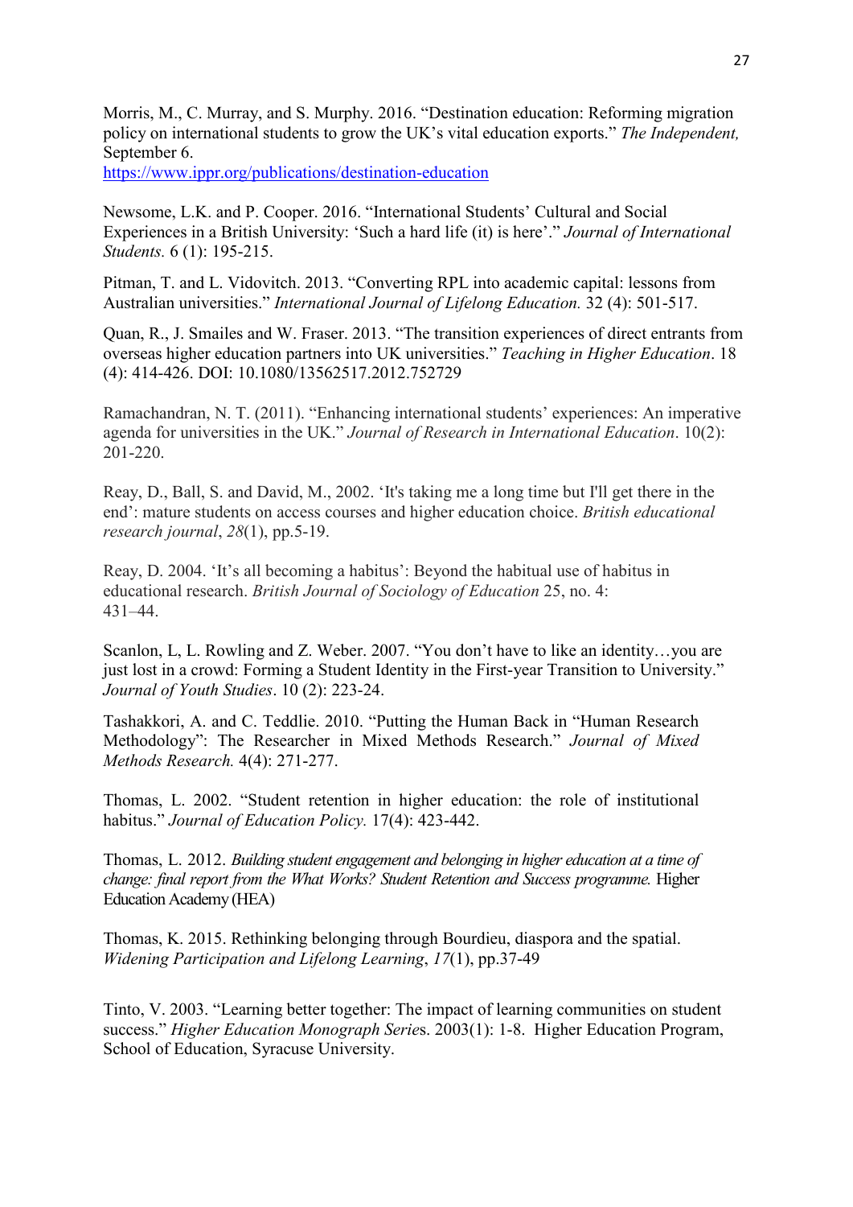Morris, M., C. Murray, and S. Murphy. 2016. “Destination education: Reforming migration policy on international students to grow the UK’s vital education exports.” *The Independent,* September 6.
https://www.ippr.org/publications/destination-education

Newsome, L.K. and P. Cooper. 2016. “International Students’ Cultural and Social Experiences in a British University: ‘Such a hard life (it) is here’.” *Journal of International Students.* 6 (1): 195-215.

Pitman, T. and L. Vidovitch. 2013. “Converting RPL into academic capital: lessons from Australian universities.” *International Journal of Lifelong Education.* 32 (4): 501-517.

Quan, R., J. Smailes and W. Fraser. 2013. “The transition experiences of direct entrants from overseas higher education partners into UK universities.” *Teaching in Higher Education*. 18 (4): 414-426. DOI: 10.1080/13562517.2012.752729

Ramachandran, N. T. (2011). “Enhancing international students’ experiences: An imperative agenda for universities in the UK.” *Journal of Research in International Education*. 10(2): 201-220.

Reay, D., Ball, S. and David, M., 2002. ‘It's taking me a long time but I'll get there in the end’: mature students on access courses and higher education choice. *British educational research journal*, *28*(1), pp.5-19.

Reay, D. 2004. ‘It’s all becoming a habitus’: Beyond the habitual use of habitus in educational research. *British Journal of Sociology of Education* 25, no. 4: 431–44.

Scanlon, L, L. Rowling and Z. Weber. 2007. “You don’t have to like an identity…you are just lost in a crowd: Forming a Student Identity in the First-year Transition to University.” *Journal of Youth Studies*. 10 (2): 223-24.

Tashakkori, A. and C. Teddlie. 2010. “Putting the Human Back in “Human Research Methodology”: The Researcher in Mixed Methods Research.” *Journal of Mixed Methods Research.* 4(4): 271-277.

Thomas, L. 2002. “Student retention in higher education: the role of institutional habitus.” *Journal of Education Policy.* 17(4): 423-442.

Thomas, L. 2012. *Building student engagement and belonging in higher education at a time of change: final report from the What Works? Student Retention and Success programme.* Higher Education Academy (HEA)

Thomas, K. 2015. Rethinking belonging through Bourdieu, diaspora and the spatial. *Widening Participation and Lifelong Learning*, *17*(1), pp.37-49

Tinto, V. 2003. “Learning better together: The impact of learning communities on student success.” *Higher Education Monograph Series*. 2003(1): 1-8. Higher Education Program, School of Education, Syracuse University.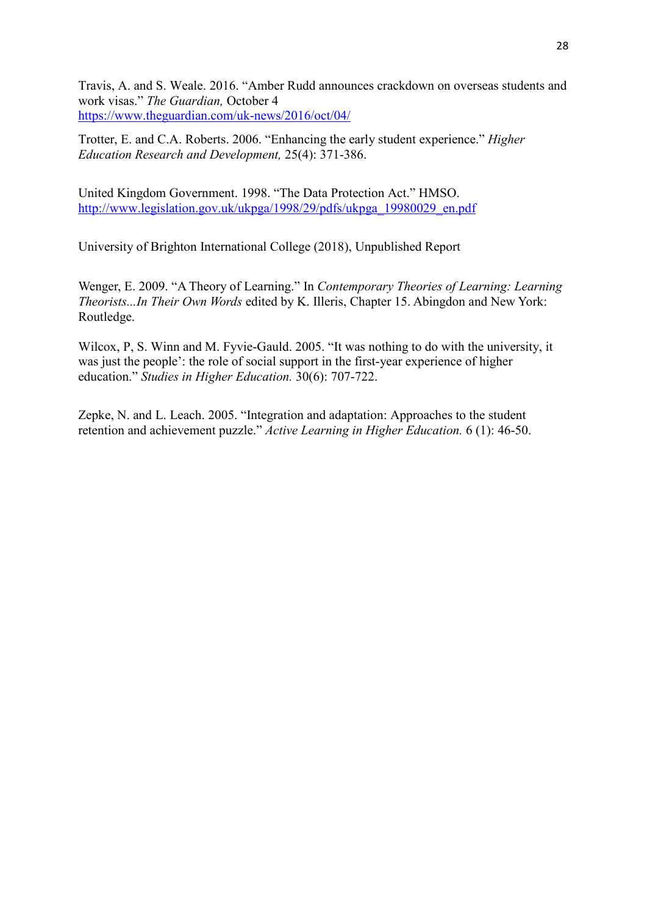Travis, A. and S. Weale. 2016. "Amber Rudd announces crackdown on overseas students and work visas." *The Guardian,* October 4 https://www.theguardian.com/uk-news/2016/oct/04/

Trotter, E. and C.A. Roberts. 2006. "Enhancing the early student experience." *Higher Education Research and Development,* 25(4): 371-386.

United Kingdom Government. 1998. "The Data Protection Act." HMSO. http://www.legislation.gov.uk/ukpga/1998/29/pdfs/ukpga_19980029_en.pdf

University of Brighton International College (2018), Unpublished Report

Wenger, E. 2009. "A Theory of Learning." In *Contemporary Theories of Learning: Learning Theorists...In Their Own Words* edited by K. Illeris, Chapter 15. Abingdon and New York: Routledge.

Wilcox, P, S. Winn and M. Fyvie-Gauld. 2005. "It was nothing to do with the university, it was just the people': the role of social support in the first-year experience of higher education." *Studies in Higher Education.* 30(6): 707-722.

Zepke, N. and L. Leach. 2005. "Integration and adaptation: Approaches to the student retention and achievement puzzle." *Active Learning in Higher Education.* 6 (1): 46-50.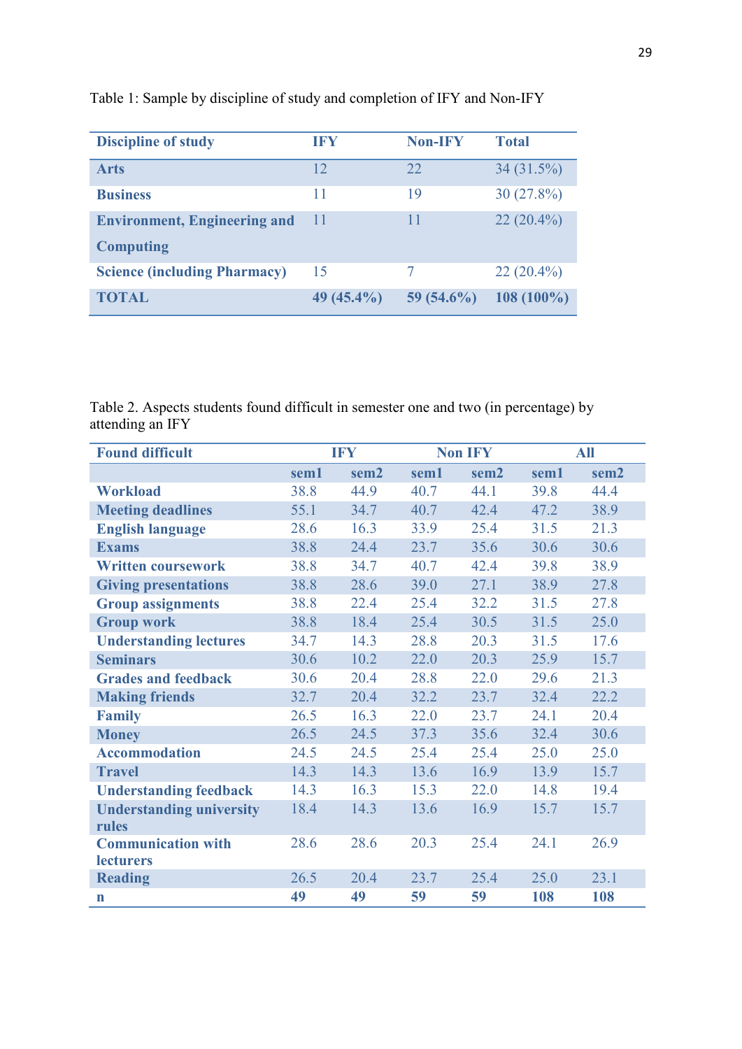Table 1: Sample by discipline of study and completion of IFY and Non-IFY

| Discipline of study | IFY | Non-IFY | Total |
|---|---|---|---|
| Arts | 12 | 22 | 34 (31.5%) |
| Business | 11 | 19 | 30 (27.8%) |
| Environment, Engineering and Computing | 11 | 11 | 22 (20.4%) |
| Science (including Pharmacy) | 15 | 7 | 22 (20.4%) |
| TOTAL | 49 (45.4%) | 59 (54.6%) | 108 (100%) |

Table 2. Aspects students found difficult in semester one and two (in percentage) by attending an IFY

| Found difficult | IFY | | Non IFY | | All | |
|---|---|---|---|---|---|---|
| | sem1 | sem2 | sem1 | sem2 | sem1 | sem2 |
| Workload | 38.8 | 44.9 | 40.7 | 44.1 | 39.8 | 44.4 |
| Meeting deadlines | 55.1 | 34.7 | 40.7 | 42.4 | 47.2 | 38.9 |
| English language | 28.6 | 16.3 | 33.9 | 25.4 | 31.5 | 21.3 |
| Exams | 38.8 | 24.4 | 23.7 | 35.6 | 30.6 | 30.6 |
| Written coursework | 38.8 | 34.7 | 40.7 | 42.4 | 39.8 | 38.9 |
| Giving presentations | 38.8 | 28.6 | 39.0 | 27.1 | 38.9 | 27.8 |
| Group assignments | 38.8 | 22.4 | 25.4 | 32.2 | 31.5 | 27.8 |
| Group work | 38.8 | 18.4 | 25.4 | 30.5 | 31.5 | 25.0 |
| Understanding lectures | 34.7 | 14.3 | 28.8 | 20.3 | 31.5 | 17.6 |
| Seminars | 30.6 | 10.2 | 22.0 | 20.3 | 25.9 | 15.7 |
| Grades and feedback | 30.6 | 20.4 | 28.8 | 22.0 | 29.6 | 21.3 |
| Making friends | 32.7 | 20.4 | 32.2 | 23.7 | 32.4 | 22.2 |
| Family | 26.5 | 16.3 | 22.0 | 23.7 | 24.1 | 20.4 |
| Money | 26.5 | 24.5 | 37.3 | 35.6 | 32.4 | 30.6 |
| Accommodation | 24.5 | 24.5 | 25.4 | 25.4 | 25.0 | 25.0 |
| Travel | 14.3 | 14.3 | 13.6 | 16.9 | 13.9 | 15.7 |
| Understanding feedback | 14.3 | 16.3 | 15.3 | 22.0 | 14.8 | 19.4 |
| Understanding university rules | 18.4 | 14.3 | 13.6 | 16.9 | 15.7 | 15.7 |
| Communication with lecturers | 28.6 | 28.6 | 20.3 | 25.4 | 24.1 | 26.9 |
| Reading | 26.5 | 20.4 | 23.7 | 25.4 | 25.0 | 23.1 |
| n | 49 | 49 | 59 | 59 | 108 | 108 |